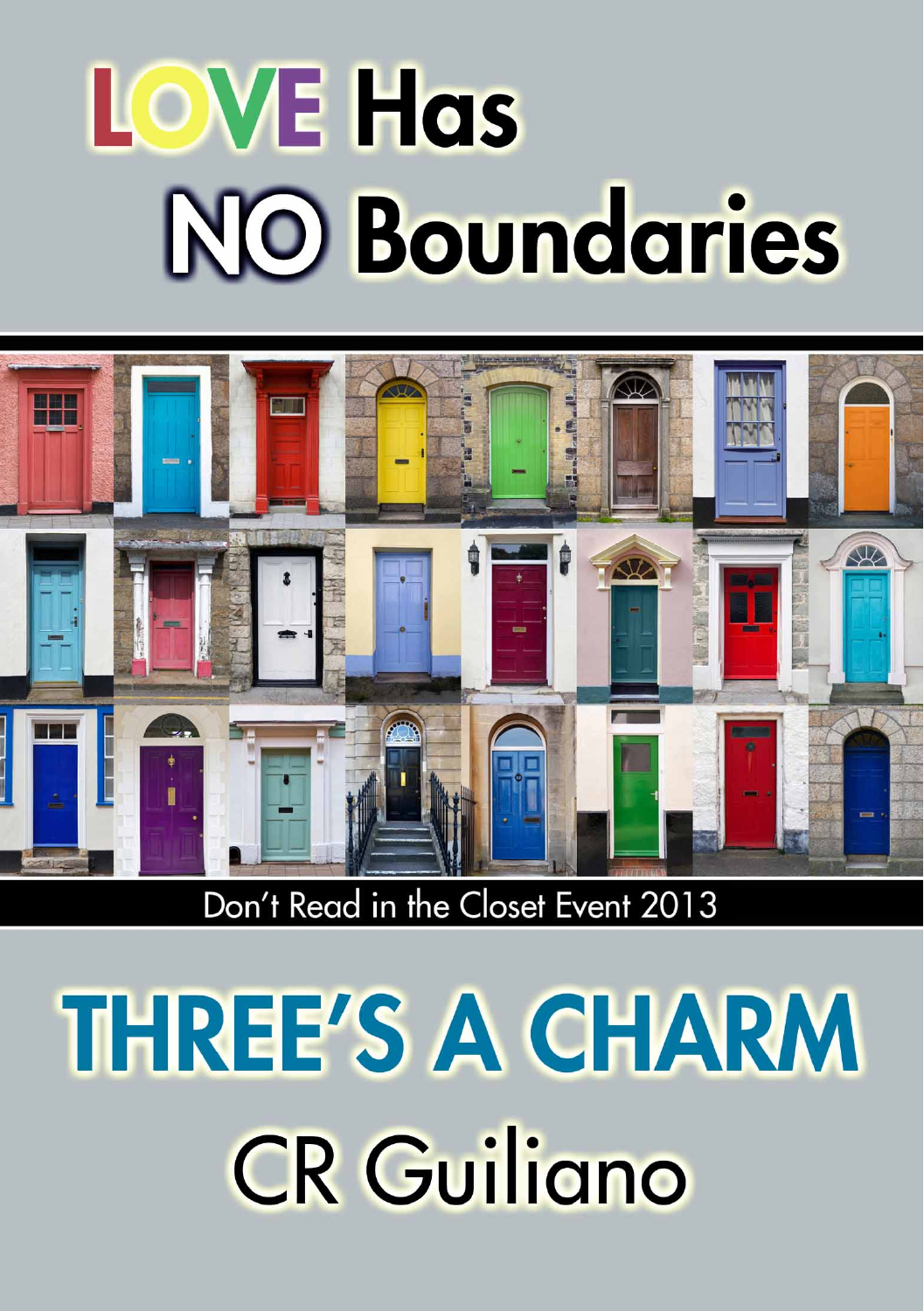# LOVE Has NO Boundaries

Don't Read in the Closet Event 2013

# THREE'S A CHARM

## CR Guiliano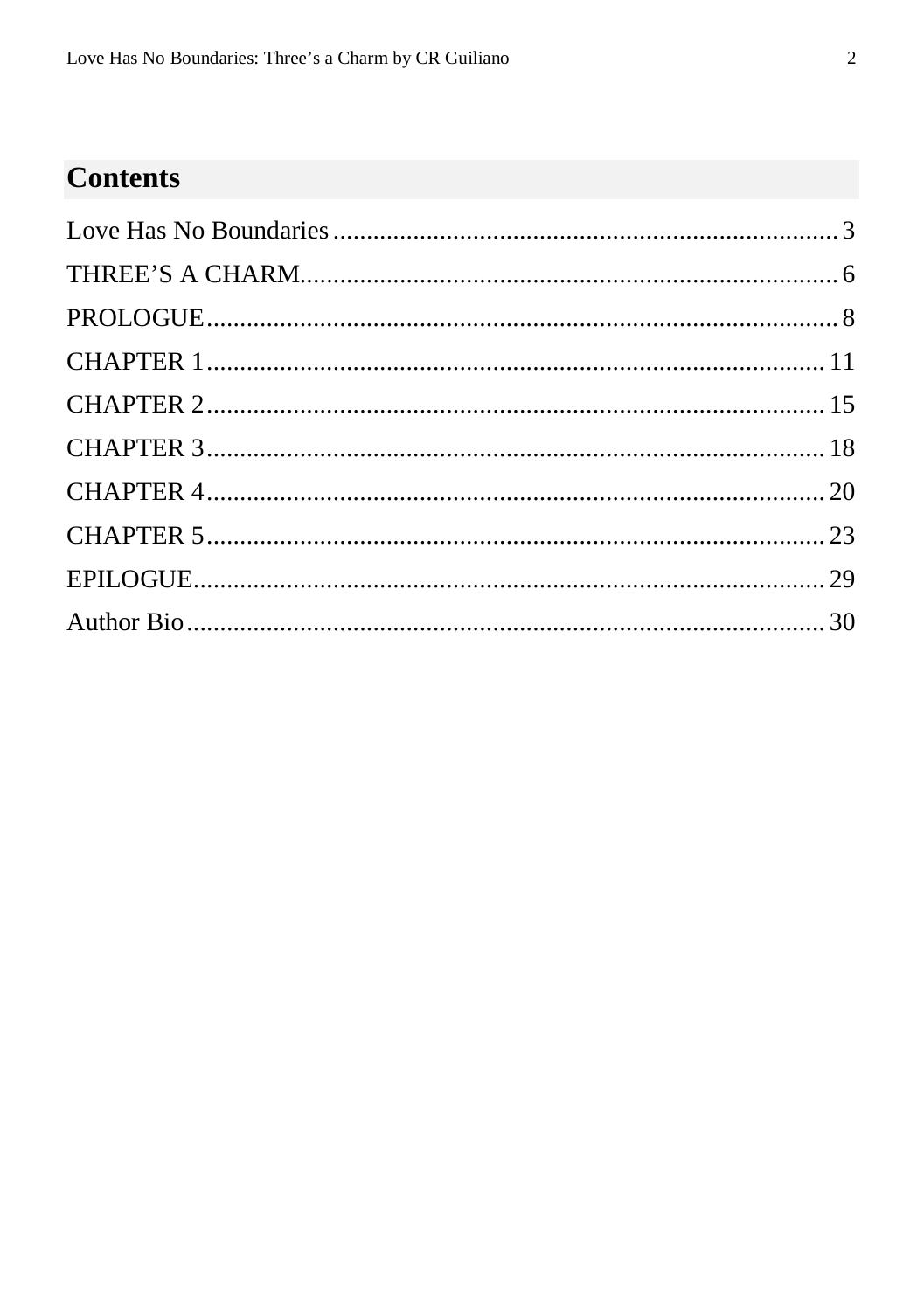# Contents

Love Has No Boundaries .......... 3
THREE'S A CHARM .......... 6
PROLOGUE .......... 8
CHAPTER 1 .......... 11
CHAPTER 2 .......... 15
CHAPTER 3 .......... 18
CHAPTER 4 .......... 20
CHAPTER 5 .......... 23
EPILOGUE .......... 29
Author Bio .......... 30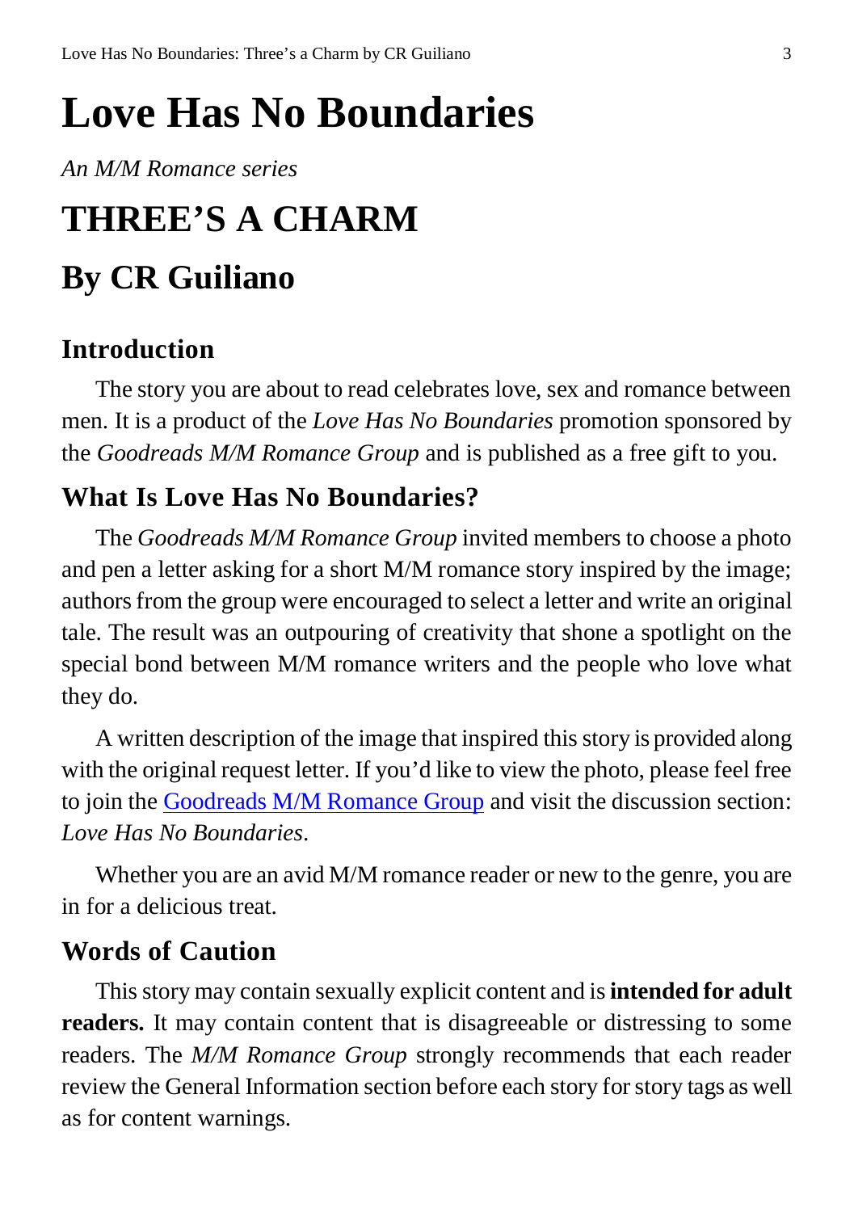# Love Has No Boundaries

*An M/M Romance series*

# THREE'S A CHARM

# By CR Guiliano

## Introduction

The story you are about to read celebrates love, sex and romance between men. It is a product of the *Love Has No Boundaries* promotion sponsored by the *Goodreads M/M Romance Group* and is published as a free gift to you.

## What Is Love Has No Boundaries?

The *Goodreads M/M Romance Group* invited members to choose a photo and pen a letter asking for a short M/M romance story inspired by the image; authors from the group were encouraged to select a letter and write an original tale. The result was an outpouring of creativity that shone a spotlight on the special bond between M/M romance writers and the people who love what they do.

A written description of the image that inspired this story is provided along with the original request letter. If you'd like to view the photo, please feel free to join the Goodreads M/M Romance Group and visit the discussion section: *Love Has No Boundaries*.

Whether you are an avid M/M romance reader or new to the genre, you are in for a delicious treat.

## Words of Caution

This story may contain sexually explicit content and is **intended for adult readers.** It may contain content that is disagreeable or distressing to some readers. The *M/M Romance Group* strongly recommends that each reader review the General Information section before each story for story tags as well as for content warnings.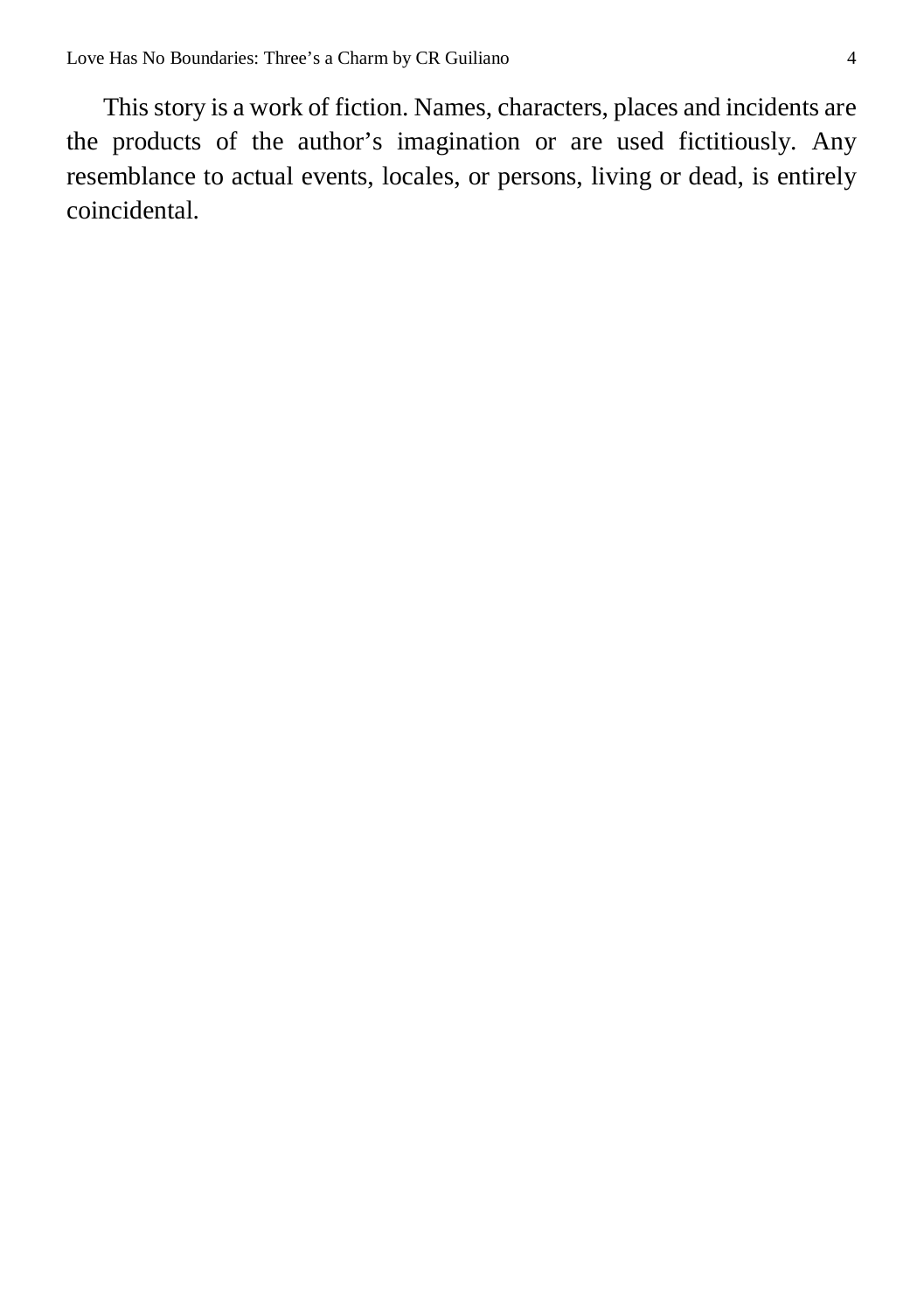This story is a work of fiction. Names, characters, places and incidents are the products of the author's imagination or are used fictitiously. Any resemblance to actual events, locales, or persons, living or dead, is entirely coincidental.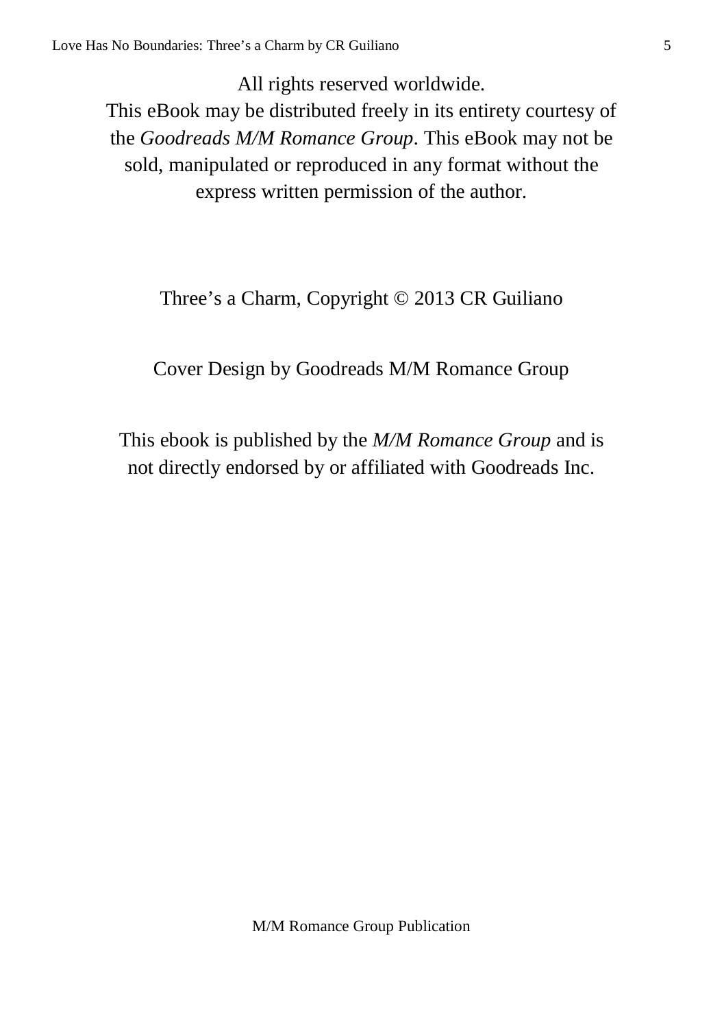All rights reserved worldwide.
This eBook may be distributed freely in its entirety courtesy of the *Goodreads M/M Romance Group*. This eBook may not be sold, manipulated or reproduced in any format without the express written permission of the author.

Three's a Charm, Copyright © 2013 CR Guiliano

Cover Design by Goodreads M/M Romance Group

This ebook is published by the *M/M Romance Group* and is not directly endorsed by or affiliated with Goodreads Inc.

M/M Romance Group Publication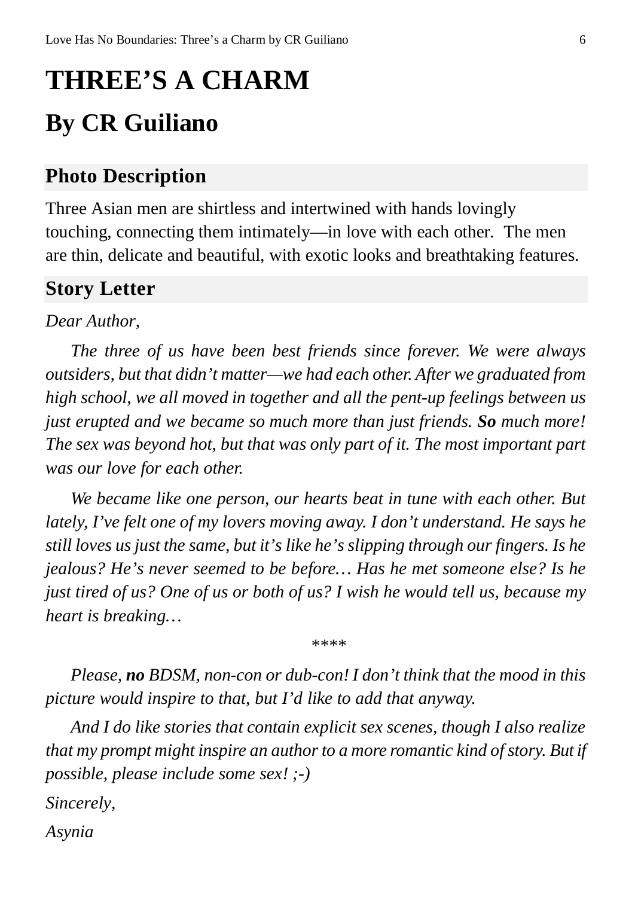# THREE'S A CHARM

## By CR Guiliano

### Photo Description

Three Asian men are shirtless and intertwined with hands lovingly touching, connecting them intimately—in love with each other. The men are thin, delicate and beautiful, with exotic looks and breathtaking features.

### Story Letter

*Dear Author,*

*The three of us have been best friends since forever. We were always outsiders, but that didn't matter—we had each other. After we graduated from high school, we all moved in together and all the pent-up feelings between us just erupted and we became so much more than just friends.* ***So*** *much more! The sex was beyond hot, but that was only part of it. The most important part was our love for each other.*

*We became like one person, our hearts beat in tune with each other. But lately, I've felt one of my lovers moving away. I don't understand. He says he still loves us just the same, but it's like he's slipping through our fingers. Is he jealous? He's never seemed to be before… Has he met someone else? Is he just tired of us? One of us or both of us? I wish he would tell us, because my heart is breaking…*

****

*Please,* ***no*** *BDSM, non-con or dub-con! I don't think that the mood in this picture would inspire to that, but I'd like to add that anyway.*

*And I do like stories that contain explicit sex scenes, though I also realize that my prompt might inspire an author to a more romantic kind of story. But if possible, please include some sex! ;-)*

*Sincerely,*

*Asynia*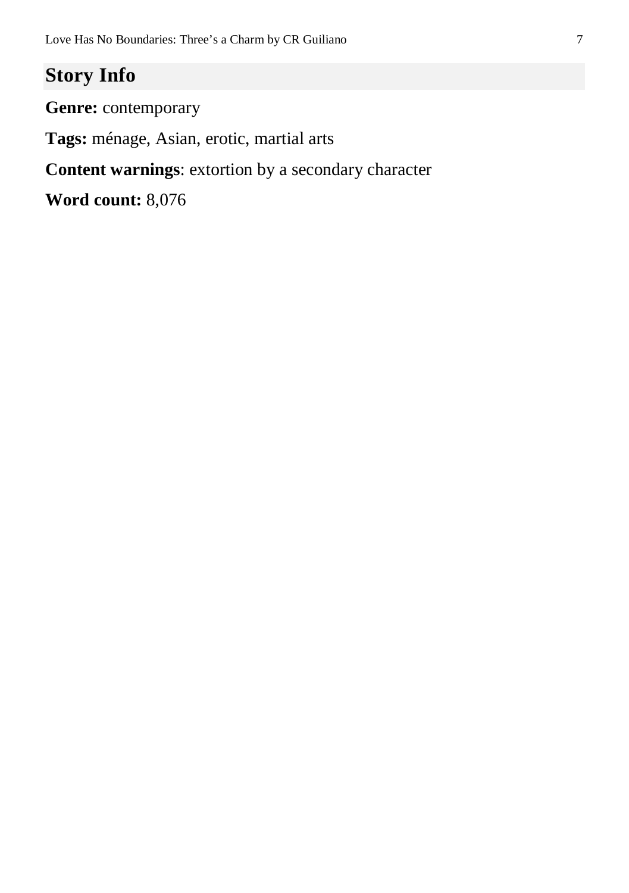## Story Info

**Genre:** contemporary

**Tags:** ménage, Asian, erotic, martial arts

**Content warnings**: extortion by a secondary character

**Word count:** 8,076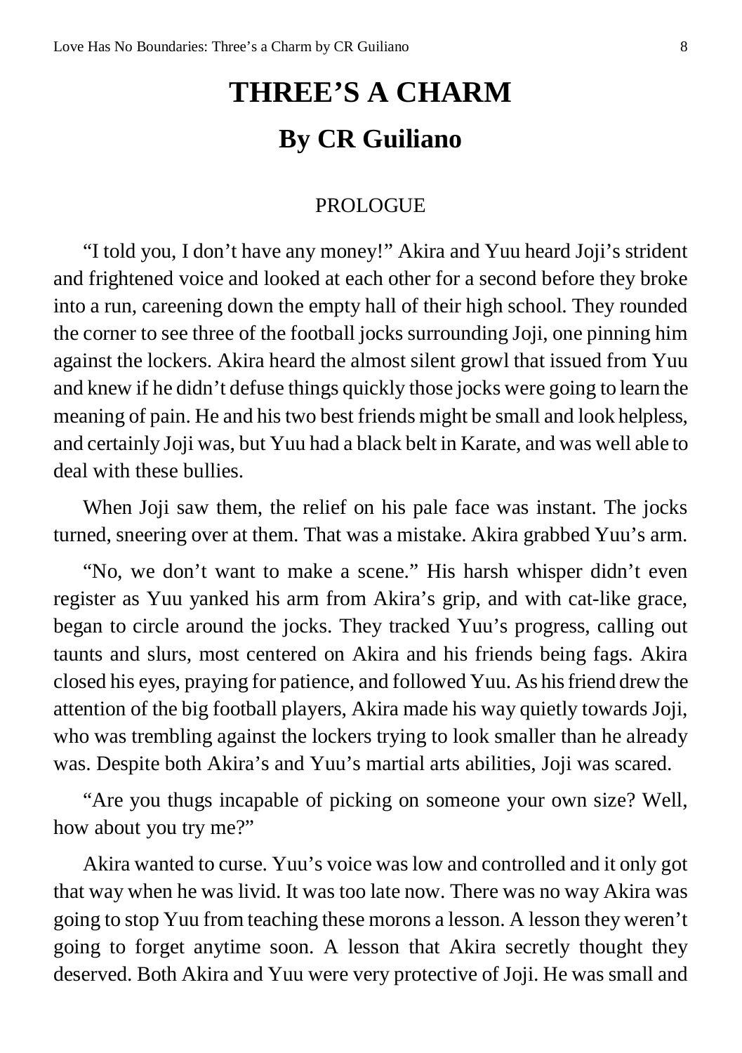# THREE'S A CHARM

## By CR Guiliano

### PROLOGUE

"I told you, I don't have any money!" Akira and Yuu heard Joji's strident and frightened voice and looked at each other for a second before they broke into a run, careening down the empty hall of their high school. They rounded the corner to see three of the football jocks surrounding Joji, one pinning him against the lockers. Akira heard the almost silent growl that issued from Yuu and knew if he didn't defuse things quickly those jocks were going to learn the meaning of pain. He and his two best friends might be small and look helpless, and certainly Joji was, but Yuu had a black belt in Karate, and was well able to deal with these bullies.

When Joji saw them, the relief on his pale face was instant. The jocks turned, sneering over at them. That was a mistake. Akira grabbed Yuu's arm.

"No, we don't want to make a scene." His harsh whisper didn't even register as Yuu yanked his arm from Akira's grip, and with cat-like grace, began to circle around the jocks. They tracked Yuu's progress, calling out taunts and slurs, most centered on Akira and his friends being fags. Akira closed his eyes, praying for patience, and followed Yuu. As his friend drew the attention of the big football players, Akira made his way quietly towards Joji, who was trembling against the lockers trying to look smaller than he already was. Despite both Akira's and Yuu's martial arts abilities, Joji was scared.

"Are you thugs incapable of picking on someone your own size? Well, how about you try me?"

Akira wanted to curse. Yuu's voice was low and controlled and it only got that way when he was livid. It was too late now. There was no way Akira was going to stop Yuu from teaching these morons a lesson. A lesson they weren't going to forget anytime soon. A lesson that Akira secretly thought they deserved. Both Akira and Yuu were very protective of Joji. He was small and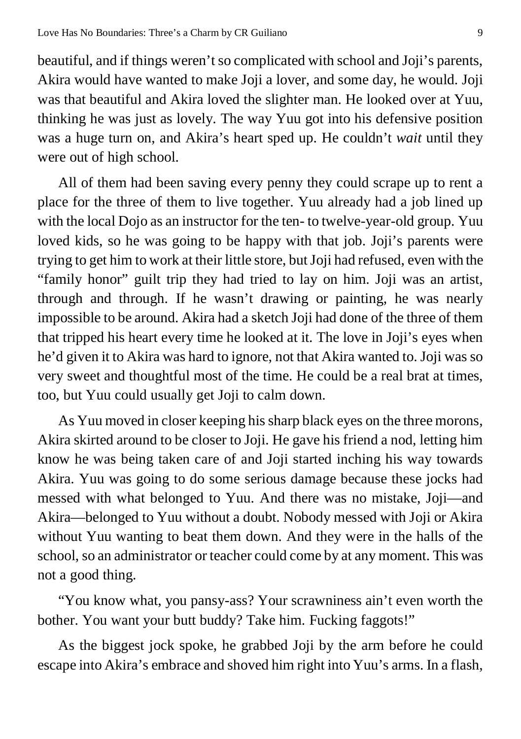beautiful, and if things weren't so complicated with school and Joji's parents, Akira would have wanted to make Joji a lover, and some day, he would. Joji was that beautiful and Akira loved the slighter man. He looked over at Yuu, thinking he was just as lovely. The way Yuu got into his defensive position was a huge turn on, and Akira's heart sped up. He couldn't *wait* until they were out of high school.

All of them had been saving every penny they could scrape up to rent a place for the three of them to live together. Yuu already had a job lined up with the local Dojo as an instructor for the ten- to twelve-year-old group. Yuu loved kids, so he was going to be happy with that job. Joji's parents were trying to get him to work at their little store, but Joji had refused, even with the "family honor" guilt trip they had tried to lay on him. Joji was an artist, through and through. If he wasn't drawing or painting, he was nearly impossible to be around. Akira had a sketch Joji had done of the three of them that tripped his heart every time he looked at it. The love in Joji's eyes when he'd given it to Akira was hard to ignore, not that Akira wanted to. Joji was so very sweet and thoughtful most of the time. He could be a real brat at times, too, but Yuu could usually get Joji to calm down.

As Yuu moved in closer keeping his sharp black eyes on the three morons, Akira skirted around to be closer to Joji. He gave his friend a nod, letting him know he was being taken care of and Joji started inching his way towards Akira. Yuu was going to do some serious damage because these jocks had messed with what belonged to Yuu. And there was no mistake, Joji—and Akira—belonged to Yuu without a doubt. Nobody messed with Joji or Akira without Yuu wanting to beat them down. And they were in the halls of the school, so an administrator or teacher could come by at any moment. This was not a good thing.

"You know what, you pansy-ass? Your scrawniness ain't even worth the bother. You want your butt buddy? Take him. Fucking faggots!"

As the biggest jock spoke, he grabbed Joji by the arm before he could escape into Akira's embrace and shoved him right into Yuu's arms. In a flash,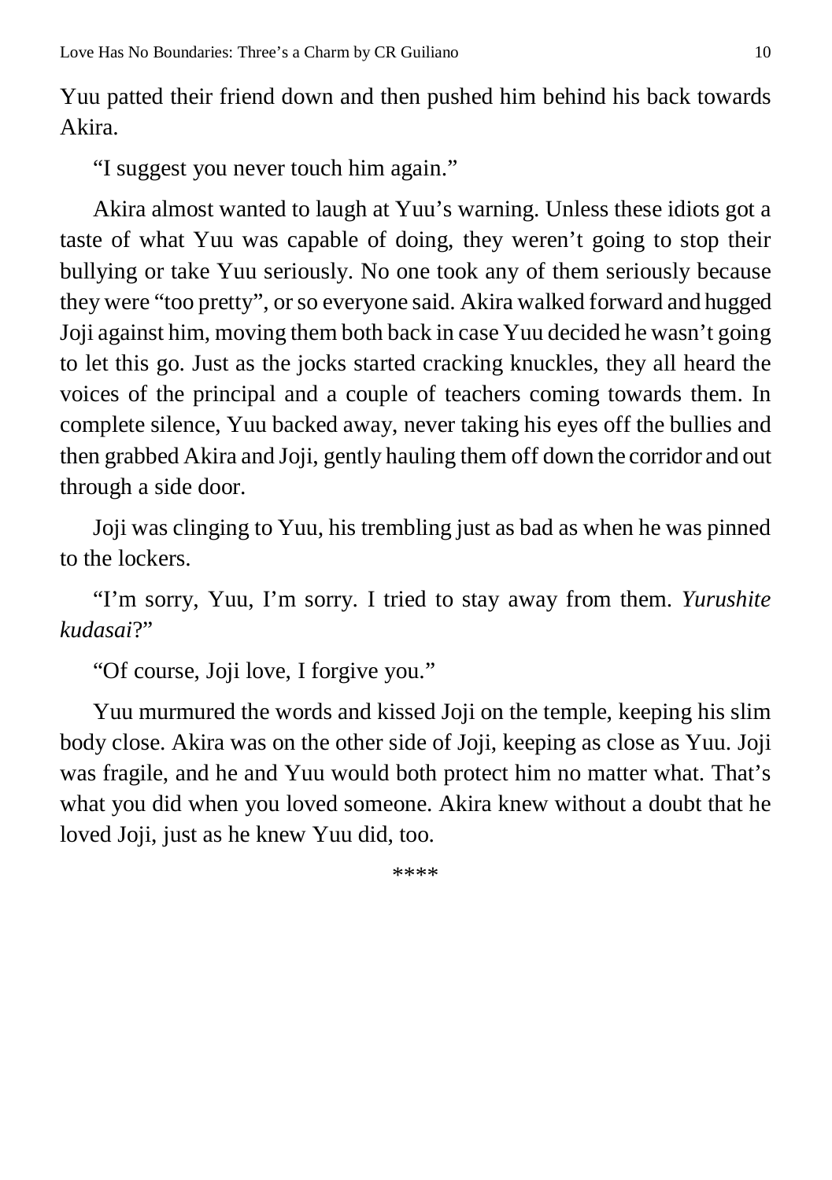Yuu patted their friend down and then pushed him behind his back towards Akira.

"I suggest you never touch him again."

Akira almost wanted to laugh at Yuu's warning. Unless these idiots got a taste of what Yuu was capable of doing, they weren't going to stop their bullying or take Yuu seriously. No one took any of them seriously because they were "too pretty", or so everyone said. Akira walked forward and hugged Joji against him, moving them both back in case Yuu decided he wasn't going to let this go. Just as the jocks started cracking knuckles, they all heard the voices of the principal and a couple of teachers coming towards them. In complete silence, Yuu backed away, never taking his eyes off the bullies and then grabbed Akira and Joji, gently hauling them off down the corridor and out through a side door.

Joji was clinging to Yuu, his trembling just as bad as when he was pinned to the lockers.

"I'm sorry, Yuu, I'm sorry. I tried to stay away from them. *Yurushite kudasai*?"

"Of course, Joji love, I forgive you."

Yuu murmured the words and kissed Joji on the temple, keeping his slim body close. Akira was on the other side of Joji, keeping as close as Yuu. Joji was fragile, and he and Yuu would both protect him no matter what. That's what you did when you loved someone. Akira knew without a doubt that he loved Joji, just as he knew Yuu did, too.

****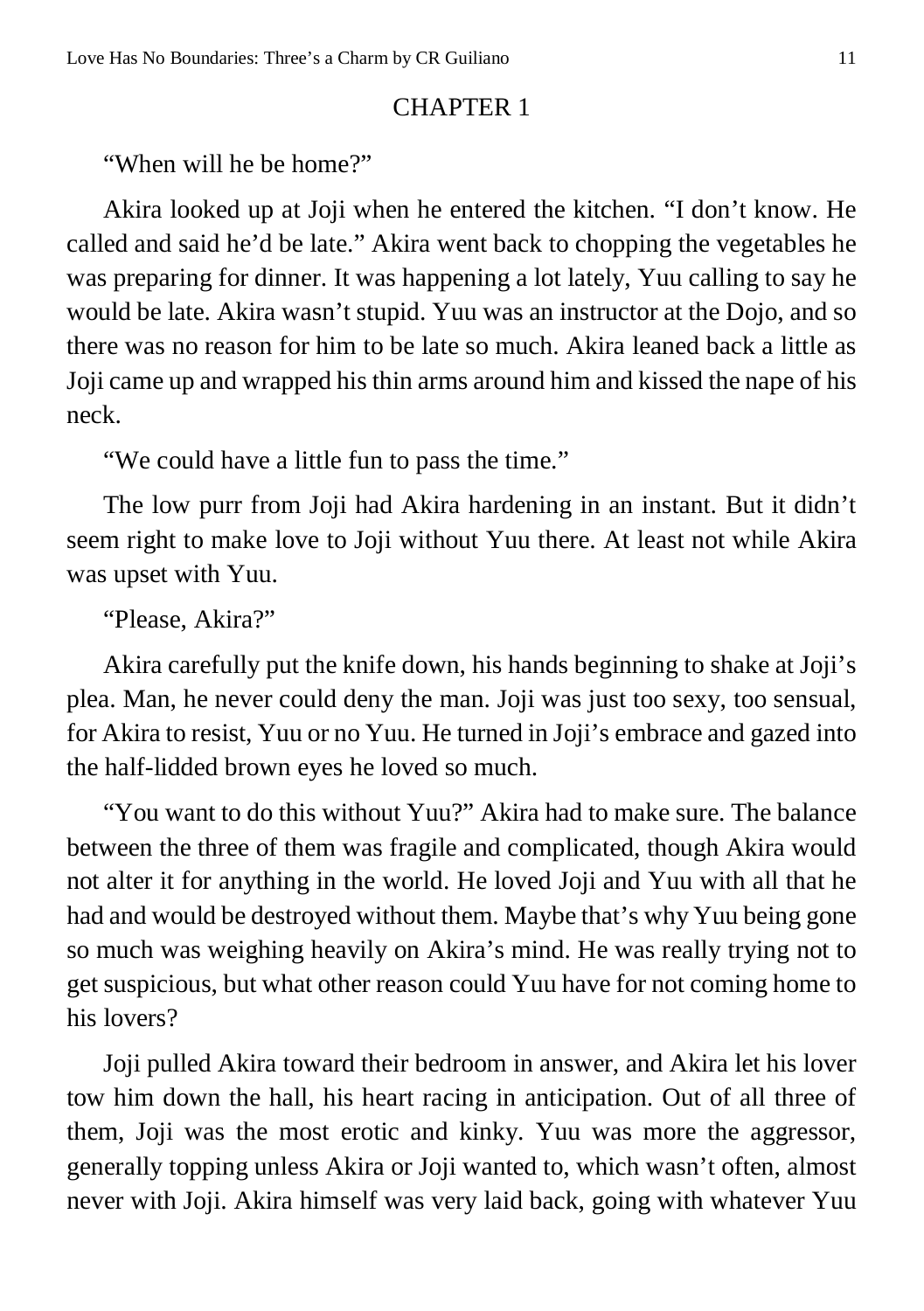# CHAPTER 1

"When will he be home?"

Akira looked up at Joji when he entered the kitchen. "I don't know. He called and said he'd be late." Akira went back to chopping the vegetables he was preparing for dinner. It was happening a lot lately, Yuu calling to say he would be late. Akira wasn't stupid. Yuu was an instructor at the Dojo, and so there was no reason for him to be late so much. Akira leaned back a little as Joji came up and wrapped his thin arms around him and kissed the nape of his neck.

"We could have a little fun to pass the time."

The low purr from Joji had Akira hardening in an instant. But it didn't seem right to make love to Joji without Yuu there. At least not while Akira was upset with Yuu.

"Please, Akira?"

Akira carefully put the knife down, his hands beginning to shake at Joji's plea. Man, he never could deny the man. Joji was just too sexy, too sensual, for Akira to resist, Yuu or no Yuu. He turned in Joji's embrace and gazed into the half-lidded brown eyes he loved so much.

"You want to do this without Yuu?" Akira had to make sure. The balance between the three of them was fragile and complicated, though Akira would not alter it for anything in the world. He loved Joji and Yuu with all that he had and would be destroyed without them. Maybe that's why Yuu being gone so much was weighing heavily on Akira's mind. He was really trying not to get suspicious, but what other reason could Yuu have for not coming home to his lovers?

Joji pulled Akira toward their bedroom in answer, and Akira let his lover tow him down the hall, his heart racing in anticipation. Out of all three of them, Joji was the most erotic and kinky. Yuu was more the aggressor, generally topping unless Akira or Joji wanted to, which wasn't often, almost never with Joji. Akira himself was very laid back, going with whatever Yuu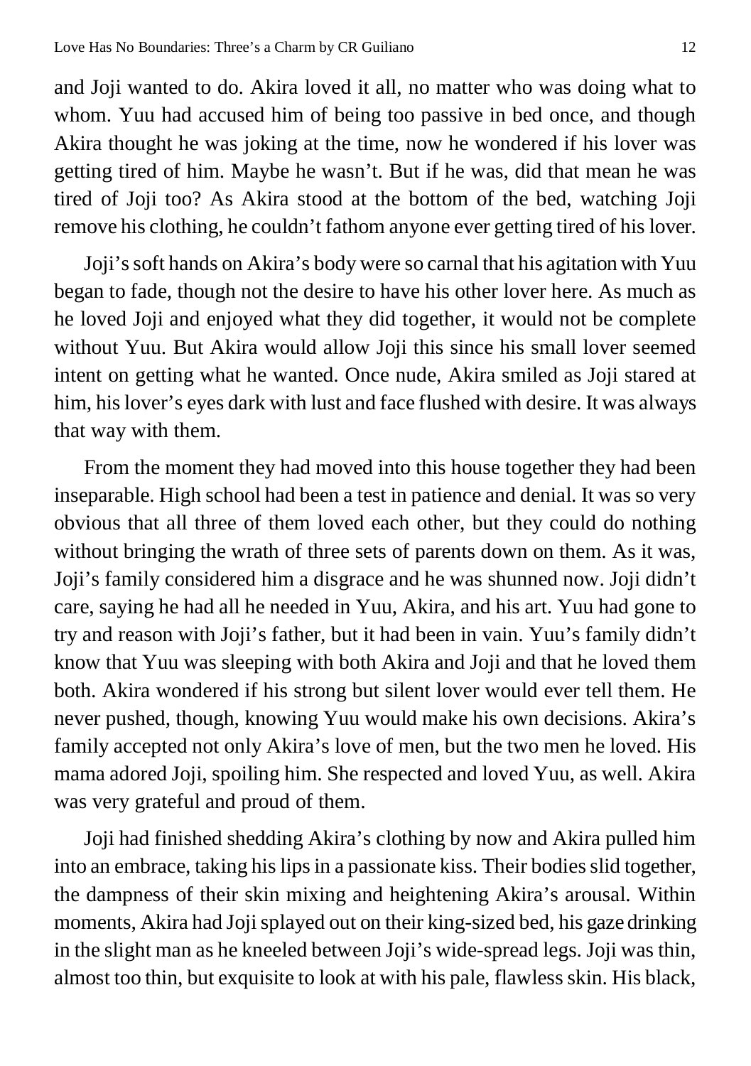and Joji wanted to do. Akira loved it all, no matter who was doing what to whom. Yuu had accused him of being too passive in bed once, and though Akira thought he was joking at the time, now he wondered if his lover was getting tired of him. Maybe he wasn't. But if he was, did that mean he was tired of Joji too? As Akira stood at the bottom of the bed, watching Joji remove his clothing, he couldn't fathom anyone ever getting tired of his lover.

Joji's soft hands on Akira's body were so carnal that his agitation with Yuu began to fade, though not the desire to have his other lover here. As much as he loved Joji and enjoyed what they did together, it would not be complete without Yuu. But Akira would allow Joji this since his small lover seemed intent on getting what he wanted. Once nude, Akira smiled as Joji stared at him, his lover's eyes dark with lust and face flushed with desire. It was always that way with them.

From the moment they had moved into this house together they had been inseparable. High school had been a test in patience and denial. It was so very obvious that all three of them loved each other, but they could do nothing without bringing the wrath of three sets of parents down on them. As it was, Joji's family considered him a disgrace and he was shunned now. Joji didn't care, saying he had all he needed in Yuu, Akira, and his art. Yuu had gone to try and reason with Joji's father, but it had been in vain. Yuu's family didn't know that Yuu was sleeping with both Akira and Joji and that he loved them both. Akira wondered if his strong but silent lover would ever tell them. He never pushed, though, knowing Yuu would make his own decisions. Akira's family accepted not only Akira's love of men, but the two men he loved. His mama adored Joji, spoiling him. She respected and loved Yuu, as well. Akira was very grateful and proud of them.

Joji had finished shedding Akira's clothing by now and Akira pulled him into an embrace, taking his lips in a passionate kiss. Their bodies slid together, the dampness of their skin mixing and heightening Akira's arousal. Within moments, Akira had Joji splayed out on their king-sized bed, his gaze drinking in the slight man as he kneeled between Joji's wide-spread legs. Joji was thin, almost too thin, but exquisite to look at with his pale, flawless skin. His black,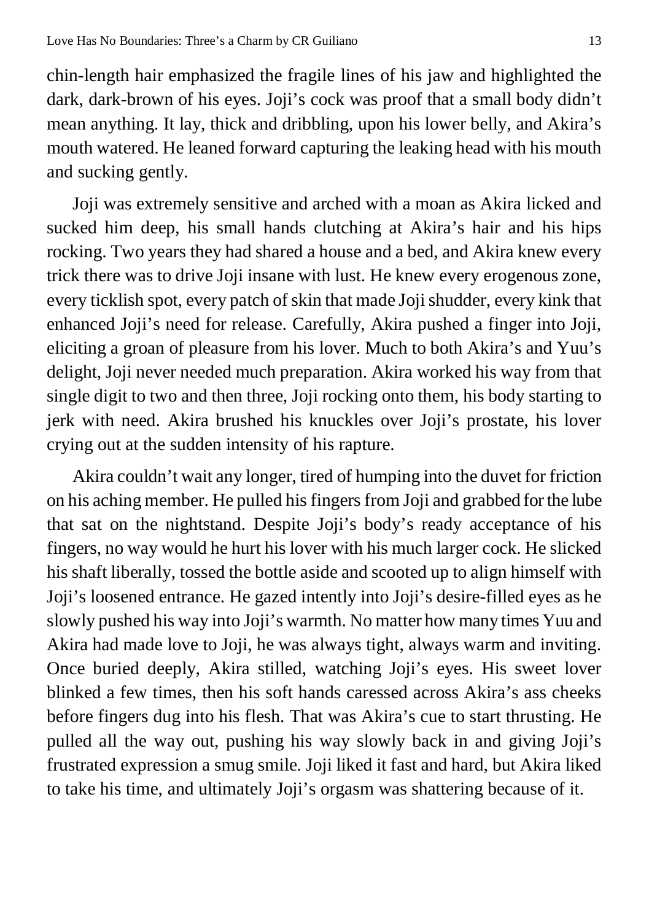chin-length hair emphasized the fragile lines of his jaw and highlighted the dark, dark-brown of his eyes. Joji's cock was proof that a small body didn't mean anything. It lay, thick and dribbling, upon his lower belly, and Akira's mouth watered. He leaned forward capturing the leaking head with his mouth and sucking gently.

Joji was extremely sensitive and arched with a moan as Akira licked and sucked him deep, his small hands clutching at Akira's hair and his hips rocking. Two years they had shared a house and a bed, and Akira knew every trick there was to drive Joji insane with lust. He knew every erogenous zone, every ticklish spot, every patch of skin that made Joji shudder, every kink that enhanced Joji's need for release. Carefully, Akira pushed a finger into Joji, eliciting a groan of pleasure from his lover. Much to both Akira's and Yuu's delight, Joji never needed much preparation. Akira worked his way from that single digit to two and then three, Joji rocking onto them, his body starting to jerk with need. Akira brushed his knuckles over Joji's prostate, his lover crying out at the sudden intensity of his rapture.

Akira couldn't wait any longer, tired of humping into the duvet for friction on his aching member. He pulled his fingers from Joji and grabbed for the lube that sat on the nightstand. Despite Joji's body's ready acceptance of his fingers, no way would he hurt his lover with his much larger cock. He slicked his shaft liberally, tossed the bottle aside and scooted up to align himself with Joji's loosened entrance. He gazed intently into Joji's desire-filled eyes as he slowly pushed his way into Joji's warmth. No matter how many times Yuu and Akira had made love to Joji, he was always tight, always warm and inviting. Once buried deeply, Akira stilled, watching Joji's eyes. His sweet lover blinked a few times, then his soft hands caressed across Akira's ass cheeks before fingers dug into his flesh. That was Akira's cue to start thrusting. He pulled all the way out, pushing his way slowly back in and giving Joji's frustrated expression a smug smile. Joji liked it fast and hard, but Akira liked to take his time, and ultimately Joji's orgasm was shattering because of it.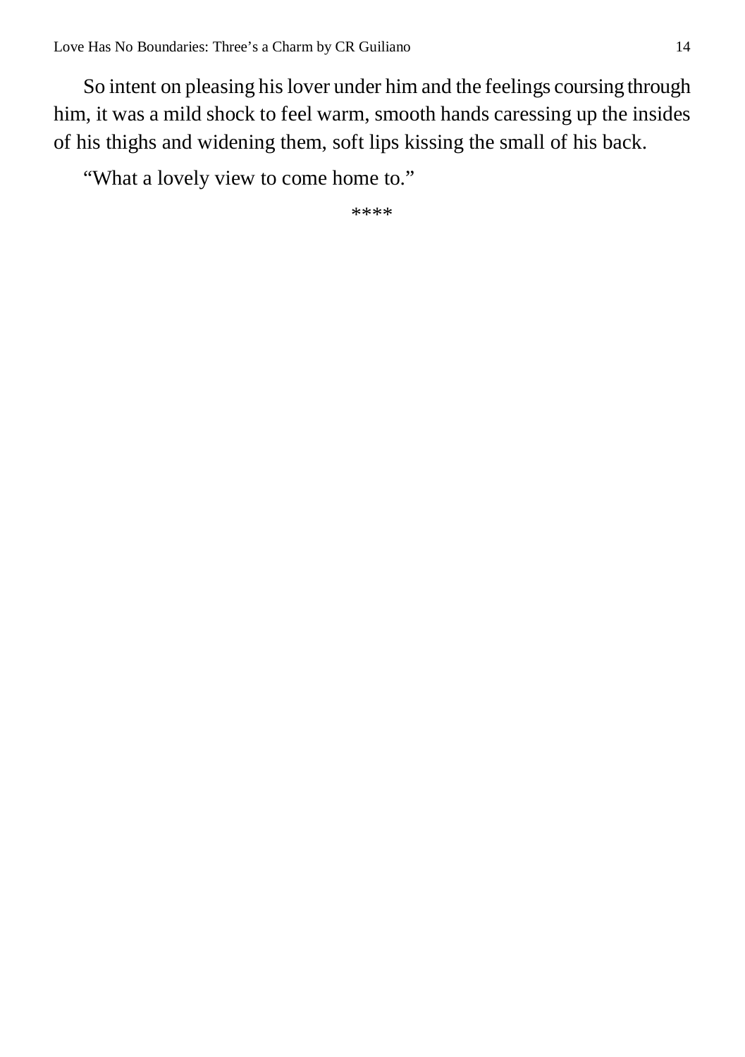So intent on pleasing his lover under him and the feelings coursing through him, it was a mild shock to feel warm, smooth hands caressing up the insides of his thighs and widening them, soft lips kissing the small of his back.

"What a lovely view to come home to."

****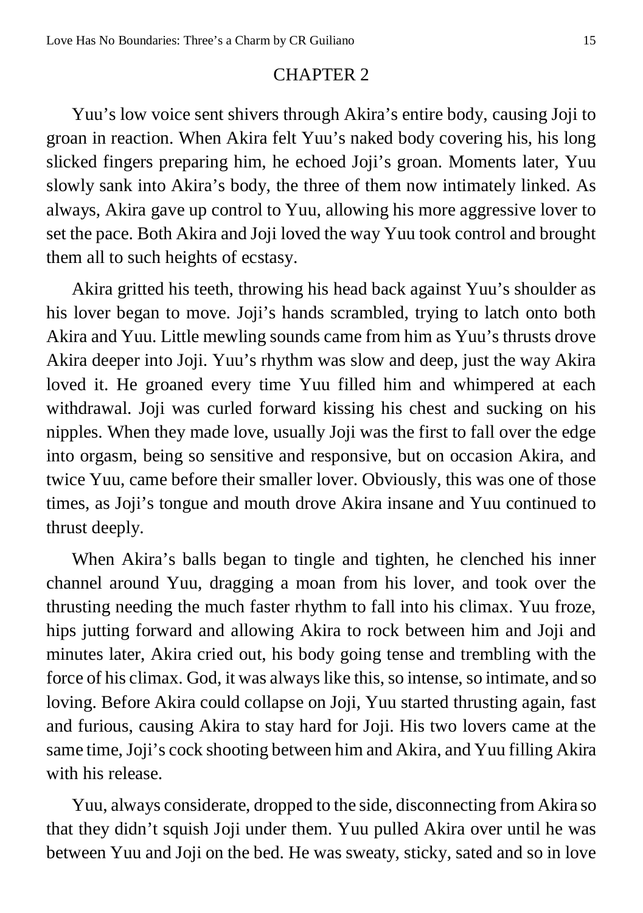## CHAPTER 2

Yuu's low voice sent shivers through Akira's entire body, causing Joji to groan in reaction. When Akira felt Yuu's naked body covering his, his long slicked fingers preparing him, he echoed Joji's groan. Moments later, Yuu slowly sank into Akira's body, the three of them now intimately linked. As always, Akira gave up control to Yuu, allowing his more aggressive lover to set the pace. Both Akira and Joji loved the way Yuu took control and brought them all to such heights of ecstasy.

Akira gritted his teeth, throwing his head back against Yuu's shoulder as his lover began to move. Joji's hands scrambled, trying to latch onto both Akira and Yuu. Little mewling sounds came from him as Yuu's thrusts drove Akira deeper into Joji. Yuu's rhythm was slow and deep, just the way Akira loved it. He groaned every time Yuu filled him and whimpered at each withdrawal. Joji was curled forward kissing his chest and sucking on his nipples. When they made love, usually Joji was the first to fall over the edge into orgasm, being so sensitive and responsive, but on occasion Akira, and twice Yuu, came before their smaller lover. Obviously, this was one of those times, as Joji's tongue and mouth drove Akira insane and Yuu continued to thrust deeply.

When Akira's balls began to tingle and tighten, he clenched his inner channel around Yuu, dragging a moan from his lover, and took over the thrusting needing the much faster rhythm to fall into his climax. Yuu froze, hips jutting forward and allowing Akira to rock between him and Joji and minutes later, Akira cried out, his body going tense and trembling with the force of his climax. God, it was always like this, so intense, so intimate, and so loving. Before Akira could collapse on Joji, Yuu started thrusting again, fast and furious, causing Akira to stay hard for Joji. His two lovers came at the same time, Joji's cock shooting between him and Akira, and Yuu filling Akira with his release.

Yuu, always considerate, dropped to the side, disconnecting from Akira so that they didn't squish Joji under them. Yuu pulled Akira over until he was between Yuu and Joji on the bed. He was sweaty, sticky, sated and so in love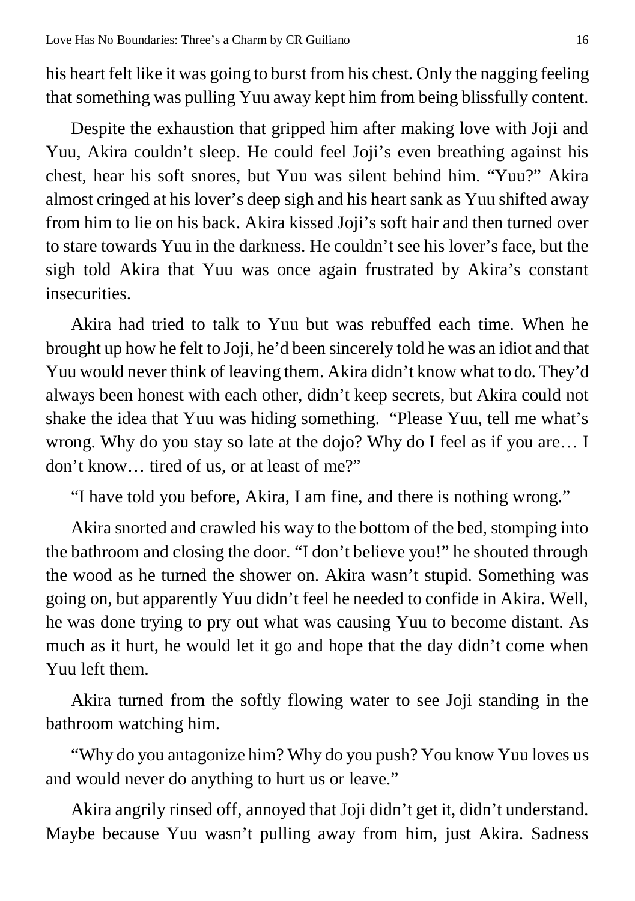his heart felt like it was going to burst from his chest. Only the nagging feeling that something was pulling Yuu away kept him from being blissfully content.

Despite the exhaustion that gripped him after making love with Joji and Yuu, Akira couldn't sleep. He could feel Joji's even breathing against his chest, hear his soft snores, but Yuu was silent behind him. "Yuu?" Akira almost cringed at his lover's deep sigh and his heart sank as Yuu shifted away from him to lie on his back. Akira kissed Joji's soft hair and then turned over to stare towards Yuu in the darkness. He couldn't see his lover's face, but the sigh told Akira that Yuu was once again frustrated by Akira's constant insecurities.

Akira had tried to talk to Yuu but was rebuffed each time. When he brought up how he felt to Joji, he'd been sincerely told he was an idiot and that Yuu would never think of leaving them. Akira didn't know what to do. They'd always been honest with each other, didn't keep secrets, but Akira could not shake the idea that Yuu was hiding something. "Please Yuu, tell me what's wrong. Why do you stay so late at the dojo? Why do I feel as if you are… I don't know… tired of us, or at least of me?"

"I have told you before, Akira, I am fine, and there is nothing wrong."

Akira snorted and crawled his way to the bottom of the bed, stomping into the bathroom and closing the door. "I don't believe you!" he shouted through the wood as he turned the shower on. Akira wasn't stupid. Something was going on, but apparently Yuu didn't feel he needed to confide in Akira. Well, he was done trying to pry out what was causing Yuu to become distant. As much as it hurt, he would let it go and hope that the day didn't come when Yuu left them.

Akira turned from the softly flowing water to see Joji standing in the bathroom watching him.

"Why do you antagonize him? Why do you push? You know Yuu loves us and would never do anything to hurt us or leave."

Akira angrily rinsed off, annoyed that Joji didn't get it, didn't understand. Maybe because Yuu wasn't pulling away from him, just Akira. Sadness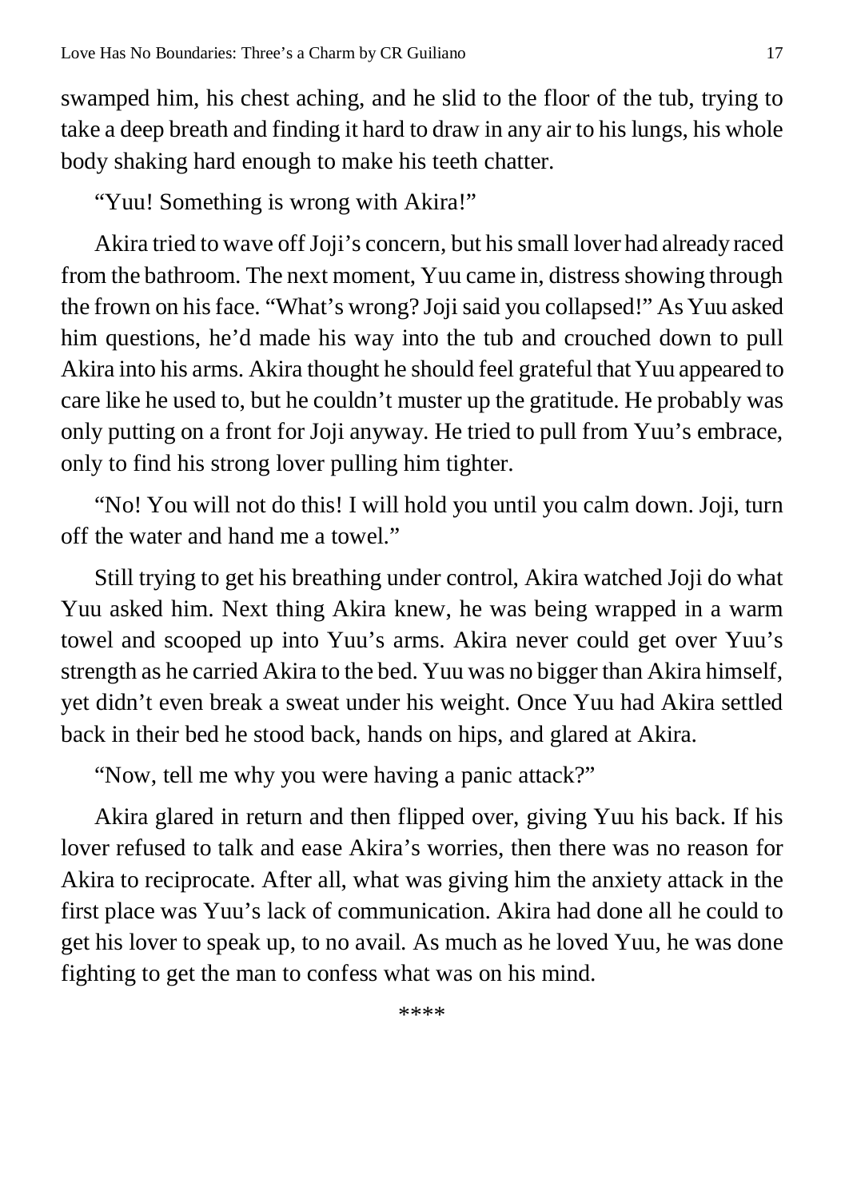swamped him, his chest aching, and he slid to the floor of the tub, trying to take a deep breath and finding it hard to draw in any air to his lungs, his whole body shaking hard enough to make his teeth chatter.

"Yuu! Something is wrong with Akira!"

Akira tried to wave off Joji's concern, but his small lover had already raced from the bathroom. The next moment, Yuu came in, distress showing through the frown on his face. "What's wrong? Joji said you collapsed!" As Yuu asked him questions, he'd made his way into the tub and crouched down to pull Akira into his arms. Akira thought he should feel grateful that Yuu appeared to care like he used to, but he couldn't muster up the gratitude. He probably was only putting on a front for Joji anyway. He tried to pull from Yuu's embrace, only to find his strong lover pulling him tighter.

"No! You will not do this! I will hold you until you calm down. Joji, turn off the water and hand me a towel."

Still trying to get his breathing under control, Akira watched Joji do what Yuu asked him. Next thing Akira knew, he was being wrapped in a warm towel and scooped up into Yuu's arms. Akira never could get over Yuu's strength as he carried Akira to the bed. Yuu was no bigger than Akira himself, yet didn't even break a sweat under his weight. Once Yuu had Akira settled back in their bed he stood back, hands on hips, and glared at Akira.

"Now, tell me why you were having a panic attack?"

Akira glared in return and then flipped over, giving Yuu his back. If his lover refused to talk and ease Akira's worries, then there was no reason for Akira to reciprocate. After all, what was giving him the anxiety attack in the first place was Yuu's lack of communication. Akira had done all he could to get his lover to speak up, to no avail. As much as he loved Yuu, he was done fighting to get the man to confess what was on his mind.

****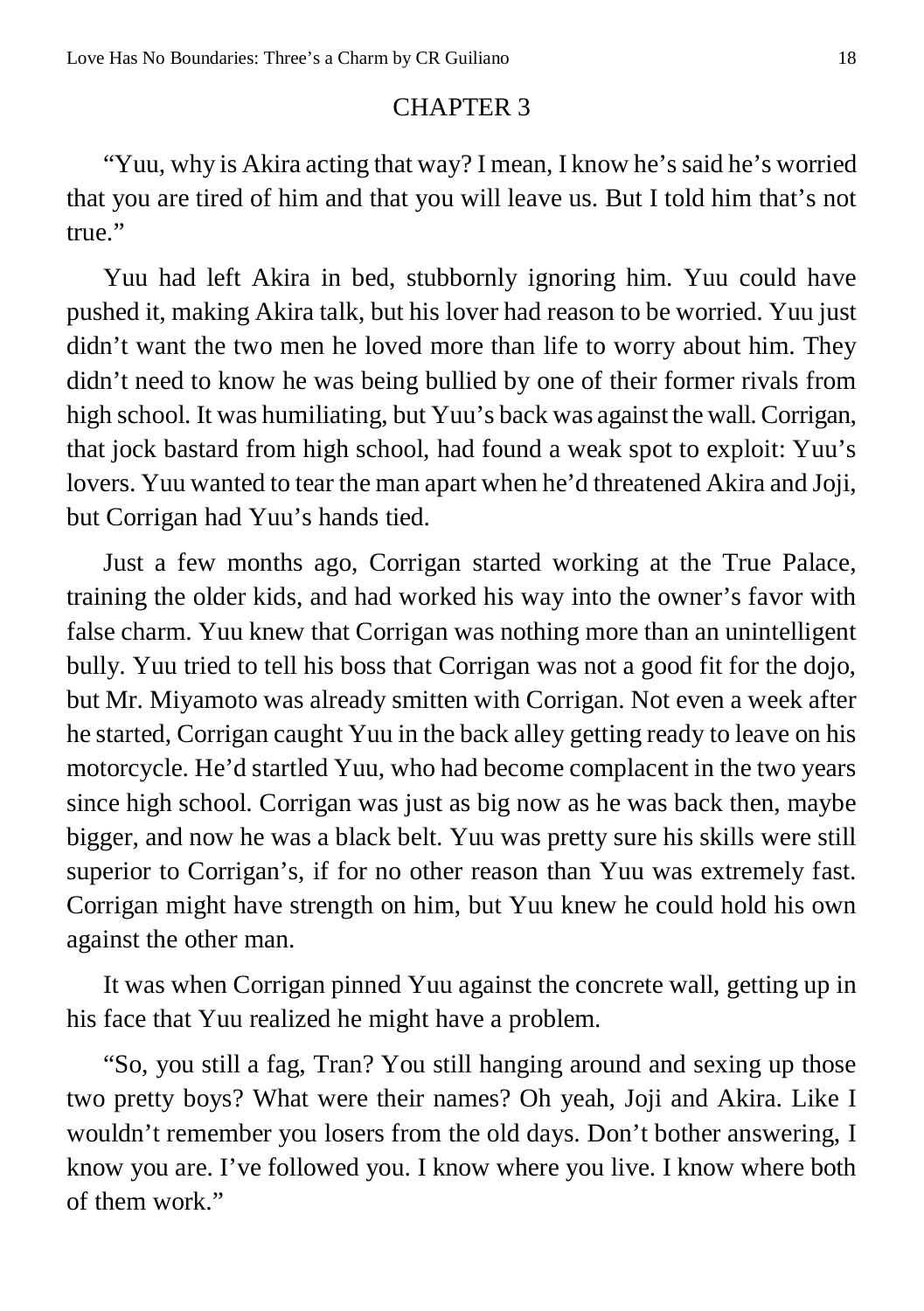## CHAPTER 3

"Yuu, why is Akira acting that way? I mean, I know he's said he's worried that you are tired of him and that you will leave us. But I told him that's not true."

Yuu had left Akira in bed, stubbornly ignoring him. Yuu could have pushed it, making Akira talk, but his lover had reason to be worried. Yuu just didn't want the two men he loved more than life to worry about him. They didn't need to know he was being bullied by one of their former rivals from high school. It was humiliating, but Yuu's back was against the wall. Corrigan, that jock bastard from high school, had found a weak spot to exploit: Yuu's lovers. Yuu wanted to tear the man apart when he'd threatened Akira and Joji, but Corrigan had Yuu's hands tied.

Just a few months ago, Corrigan started working at the True Palace, training the older kids, and had worked his way into the owner's favor with false charm. Yuu knew that Corrigan was nothing more than an unintelligent bully. Yuu tried to tell his boss that Corrigan was not a good fit for the dojo, but Mr. Miyamoto was already smitten with Corrigan. Not even a week after he started, Corrigan caught Yuu in the back alley getting ready to leave on his motorcycle. He'd startled Yuu, who had become complacent in the two years since high school. Corrigan was just as big now as he was back then, maybe bigger, and now he was a black belt. Yuu was pretty sure his skills were still superior to Corrigan's, if for no other reason than Yuu was extremely fast. Corrigan might have strength on him, but Yuu knew he could hold his own against the other man.

It was when Corrigan pinned Yuu against the concrete wall, getting up in his face that Yuu realized he might have a problem.

"So, you still a fag, Tran? You still hanging around and sexing up those two pretty boys? What were their names? Oh yeah, Joji and Akira. Like I wouldn't remember you losers from the old days. Don't bother answering, I know you are. I've followed you. I know where you live. I know where both of them work."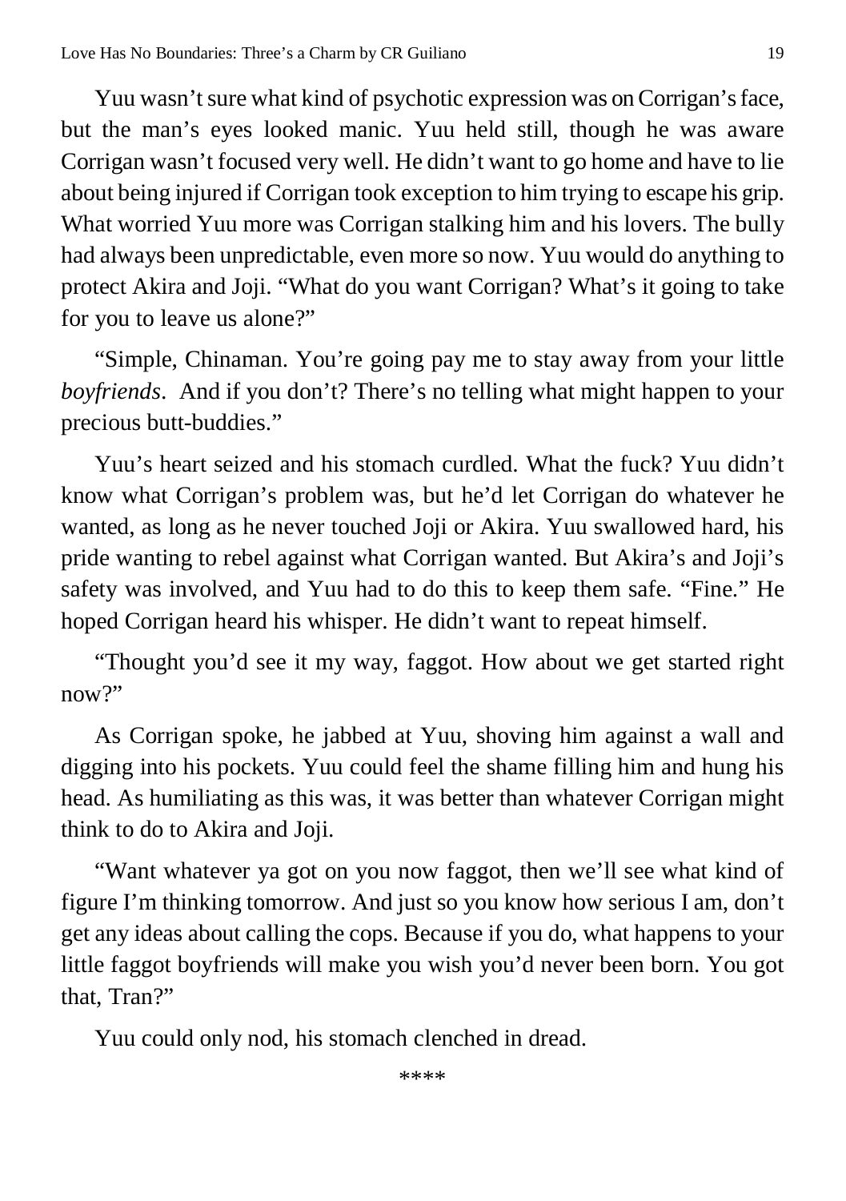Yuu wasn't sure what kind of psychotic expression was on Corrigan's face, but the man's eyes looked manic. Yuu held still, though he was aware Corrigan wasn't focused very well. He didn't want to go home and have to lie about being injured if Corrigan took exception to him trying to escape his grip. What worried Yuu more was Corrigan stalking him and his lovers. The bully had always been unpredictable, even more so now. Yuu would do anything to protect Akira and Joji. "What do you want Corrigan? What's it going to take for you to leave us alone?"

"Simple, Chinaman. You're going pay me to stay away from your little *boyfriends*. And if you don't? There's no telling what might happen to your precious butt-buddies."

Yuu's heart seized and his stomach curdled. What the fuck? Yuu didn't know what Corrigan's problem was, but he'd let Corrigan do whatever he wanted, as long as he never touched Joji or Akira. Yuu swallowed hard, his pride wanting to rebel against what Corrigan wanted. But Akira's and Joji's safety was involved, and Yuu had to do this to keep them safe. "Fine." He hoped Corrigan heard his whisper. He didn't want to repeat himself.

"Thought you'd see it my way, faggot. How about we get started right now?"

As Corrigan spoke, he jabbed at Yuu, shoving him against a wall and digging into his pockets. Yuu could feel the shame filling him and hung his head. As humiliating as this was, it was better than whatever Corrigan might think to do to Akira and Joji.

"Want whatever ya got on you now faggot, then we'll see what kind of figure I'm thinking tomorrow. And just so you know how serious I am, don't get any ideas about calling the cops. Because if you do, what happens to your little faggot boyfriends will make you wish you'd never been born. You got that, Tran?"

Yuu could only nod, his stomach clenched in dread.

****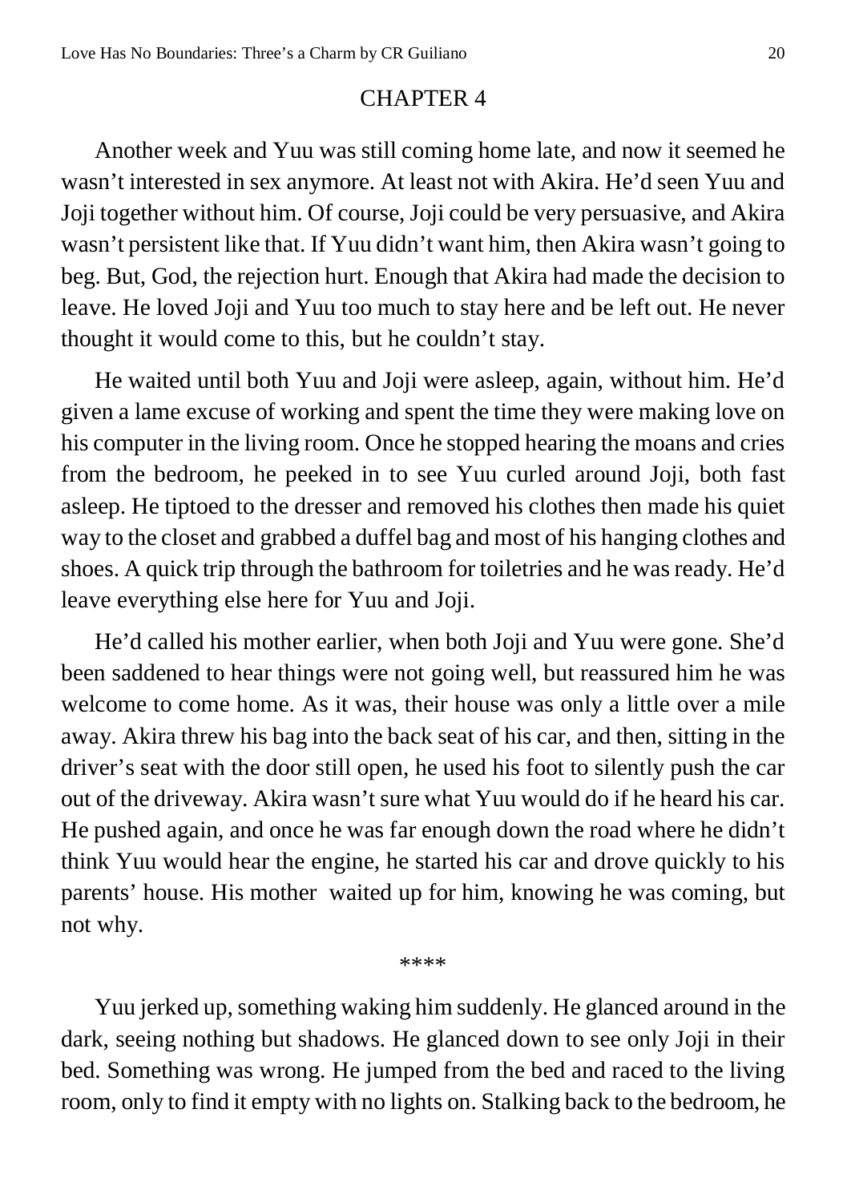## CHAPTER 4

Another week and Yuu was still coming home late, and now it seemed he wasn't interested in sex anymore. At least not with Akira. He'd seen Yuu and Joji together without him. Of course, Joji could be very persuasive, and Akira wasn't persistent like that. If Yuu didn't want him, then Akira wasn't going to beg. But, God, the rejection hurt. Enough that Akira had made the decision to leave. He loved Joji and Yuu too much to stay here and be left out. He never thought it would come to this, but he couldn't stay.

He waited until both Yuu and Joji were asleep, again, without him. He'd given a lame excuse of working and spent the time they were making love on his computer in the living room. Once he stopped hearing the moans and cries from the bedroom, he peeked in to see Yuu curled around Joji, both fast asleep. He tiptoed to the dresser and removed his clothes then made his quiet way to the closet and grabbed a duffel bag and most of his hanging clothes and shoes. A quick trip through the bathroom for toiletries and he was ready. He'd leave everything else here for Yuu and Joji.

He'd called his mother earlier, when both Joji and Yuu were gone. She'd been saddened to hear things were not going well, but reassured him he was welcome to come home. As it was, their house was only a little over a mile away. Akira threw his bag into the back seat of his car, and then, sitting in the driver's seat with the door still open, he used his foot to silently push the car out of the driveway. Akira wasn't sure what Yuu would do if he heard his car. He pushed again, and once he was far enough down the road where he didn't think Yuu would hear the engine, he started his car and drove quickly to his parents' house. His mother waited up for him, knowing he was coming, but not why.

****

Yuu jerked up, something waking him suddenly. He glanced around in the dark, seeing nothing but shadows. He glanced down to see only Joji in their bed. Something was wrong. He jumped from the bed and raced to the living room, only to find it empty with no lights on. Stalking back to the bedroom, he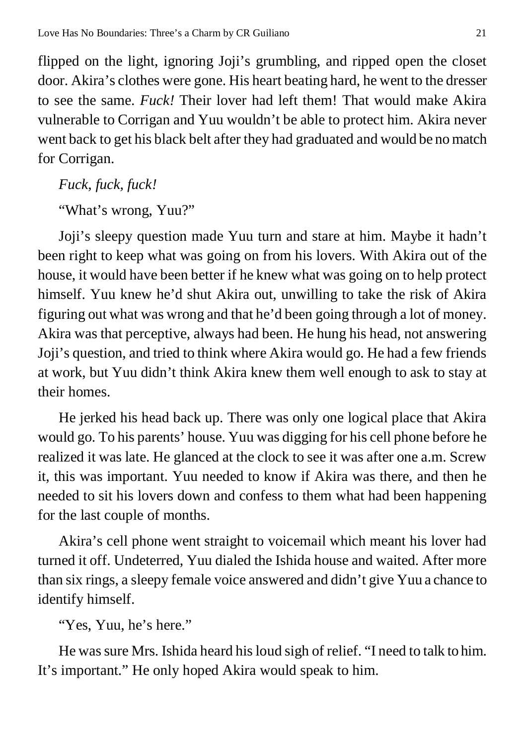flipped on the light, ignoring Joji's grumbling, and ripped open the closet door. Akira's clothes were gone. His heart beating hard, he went to the dresser to see the same. *Fuck!* Their lover had left them! That would make Akira vulnerable to Corrigan and Yuu wouldn't be able to protect him. Akira never went back to get his black belt after they had graduated and would be no match for Corrigan.

*Fuck, fuck, fuck!*

"What's wrong, Yuu?"

Joji's sleepy question made Yuu turn and stare at him. Maybe it hadn't been right to keep what was going on from his lovers. With Akira out of the house, it would have been better if he knew what was going on to help protect himself. Yuu knew he'd shut Akira out, unwilling to take the risk of Akira figuring out what was wrong and that he'd been going through a lot of money. Akira was that perceptive, always had been. He hung his head, not answering Joji's question, and tried to think where Akira would go. He had a few friends at work, but Yuu didn't think Akira knew them well enough to ask to stay at their homes.

He jerked his head back up. There was only one logical place that Akira would go. To his parents' house. Yuu was digging for his cell phone before he realized it was late. He glanced at the clock to see it was after one a.m. Screw it, this was important. Yuu needed to know if Akira was there, and then he needed to sit his lovers down and confess to them what had been happening for the last couple of months.

Akira's cell phone went straight to voicemail which meant his lover had turned it off. Undeterred, Yuu dialed the Ishida house and waited. After more than six rings, a sleepy female voice answered and didn't give Yuu a chance to identify himself.

"Yes, Yuu, he's here."

He was sure Mrs. Ishida heard his loud sigh of relief. "I need to talk to him. It's important." He only hoped Akira would speak to him.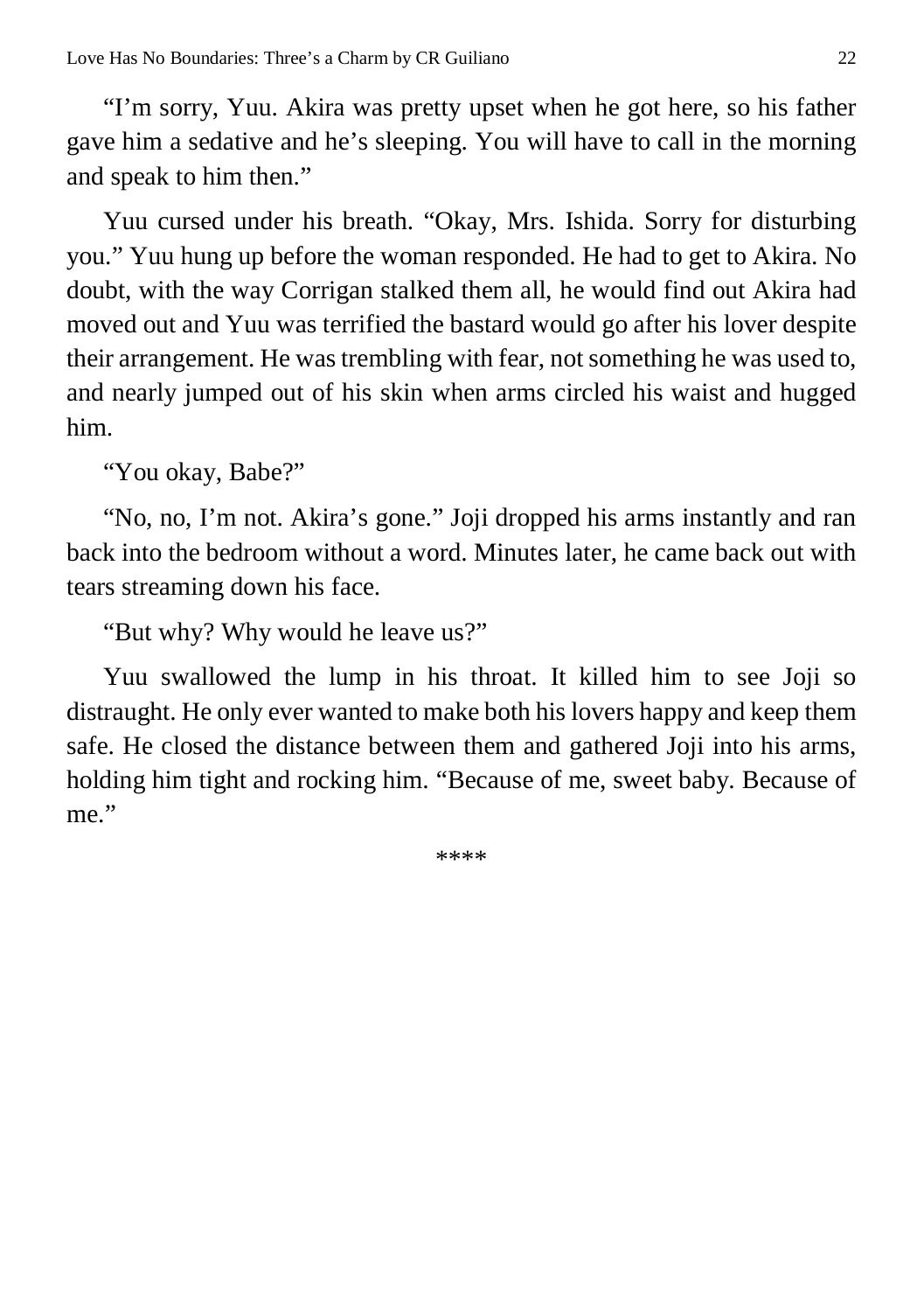"I'm sorry, Yuu. Akira was pretty upset when he got here, so his father gave him a sedative and he's sleeping. You will have to call in the morning and speak to him then."

Yuu cursed under his breath. "Okay, Mrs. Ishida. Sorry for disturbing you." Yuu hung up before the woman responded. He had to get to Akira. No doubt, with the way Corrigan stalked them all, he would find out Akira had moved out and Yuu was terrified the bastard would go after his lover despite their arrangement. He was trembling with fear, not something he was used to, and nearly jumped out of his skin when arms circled his waist and hugged him.

"You okay, Babe?"

"No, no, I'm not. Akira's gone." Joji dropped his arms instantly and ran back into the bedroom without a word. Minutes later, he came back out with tears streaming down his face.

"But why? Why would he leave us?"

Yuu swallowed the lump in his throat. It killed him to see Joji so distraught. He only ever wanted to make both his lovers happy and keep them safe. He closed the distance between them and gathered Joji into his arms, holding him tight and rocking him. "Because of me, sweet baby. Because of me."

****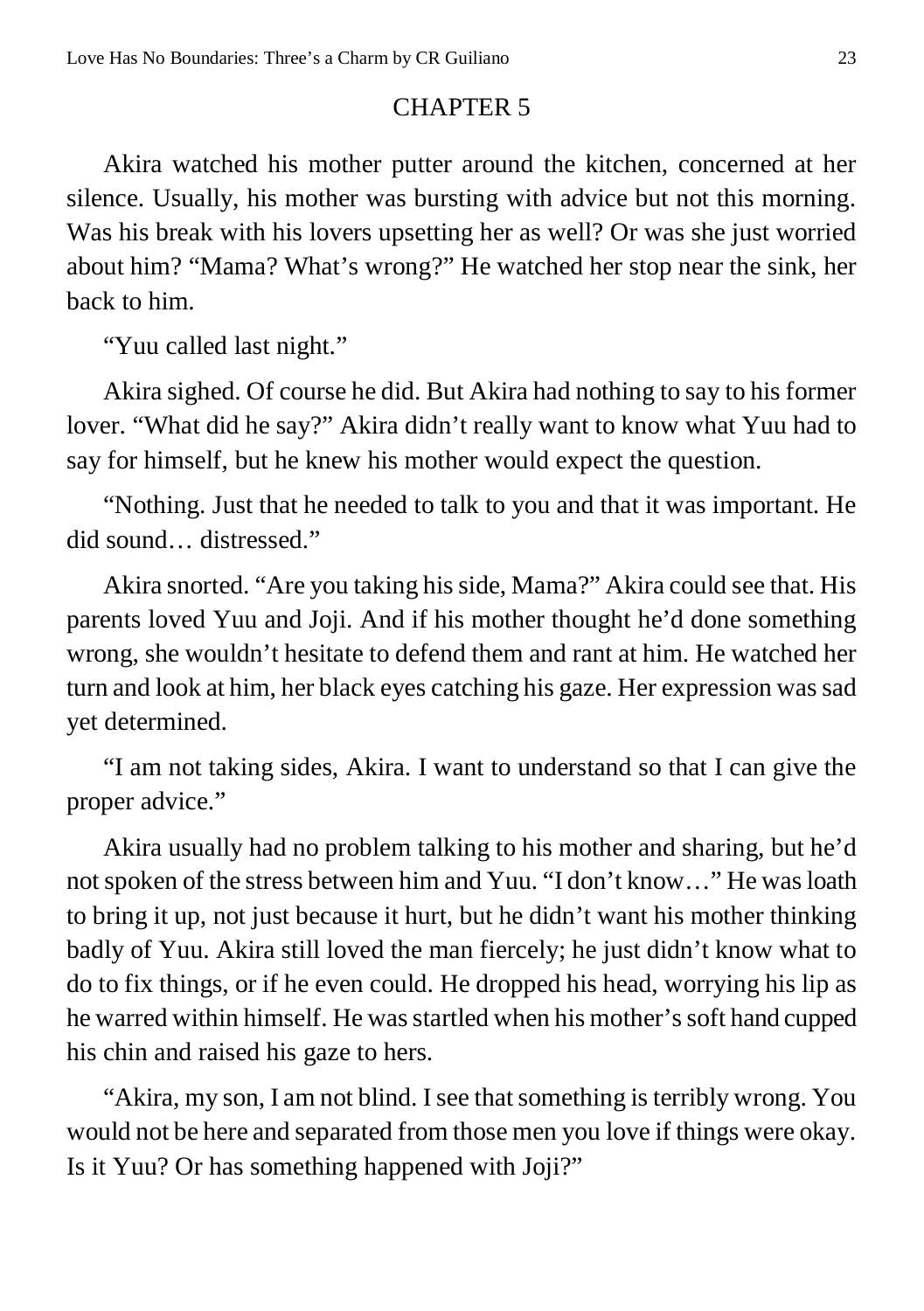## CHAPTER 5

Akira watched his mother putter around the kitchen, concerned at her silence. Usually, his mother was bursting with advice but not this morning. Was his break with his lovers upsetting her as well? Or was she just worried about him? "Mama? What's wrong?" He watched her stop near the sink, her back to him.

"Yuu called last night."

Akira sighed. Of course he did. But Akira had nothing to say to his former lover. "What did he say?" Akira didn't really want to know what Yuu had to say for himself, but he knew his mother would expect the question.

"Nothing. Just that he needed to talk to you and that it was important. He did sound… distressed."

Akira snorted. "Are you taking his side, Mama?" Akira could see that. His parents loved Yuu and Joji. And if his mother thought he'd done something wrong, she wouldn't hesitate to defend them and rant at him. He watched her turn and look at him, her black eyes catching his gaze. Her expression was sad yet determined.

"I am not taking sides, Akira. I want to understand so that I can give the proper advice."

Akira usually had no problem talking to his mother and sharing, but he'd not spoken of the stress between him and Yuu. "I don't know…" He was loath to bring it up, not just because it hurt, but he didn't want his mother thinking badly of Yuu. Akira still loved the man fiercely; he just didn't know what to do to fix things, or if he even could. He dropped his head, worrying his lip as he warred within himself. He was startled when his mother's soft hand cupped his chin and raised his gaze to hers.

"Akira, my son, I am not blind. I see that something is terribly wrong. You would not be here and separated from those men you love if things were okay. Is it Yuu? Or has something happened with Joji?"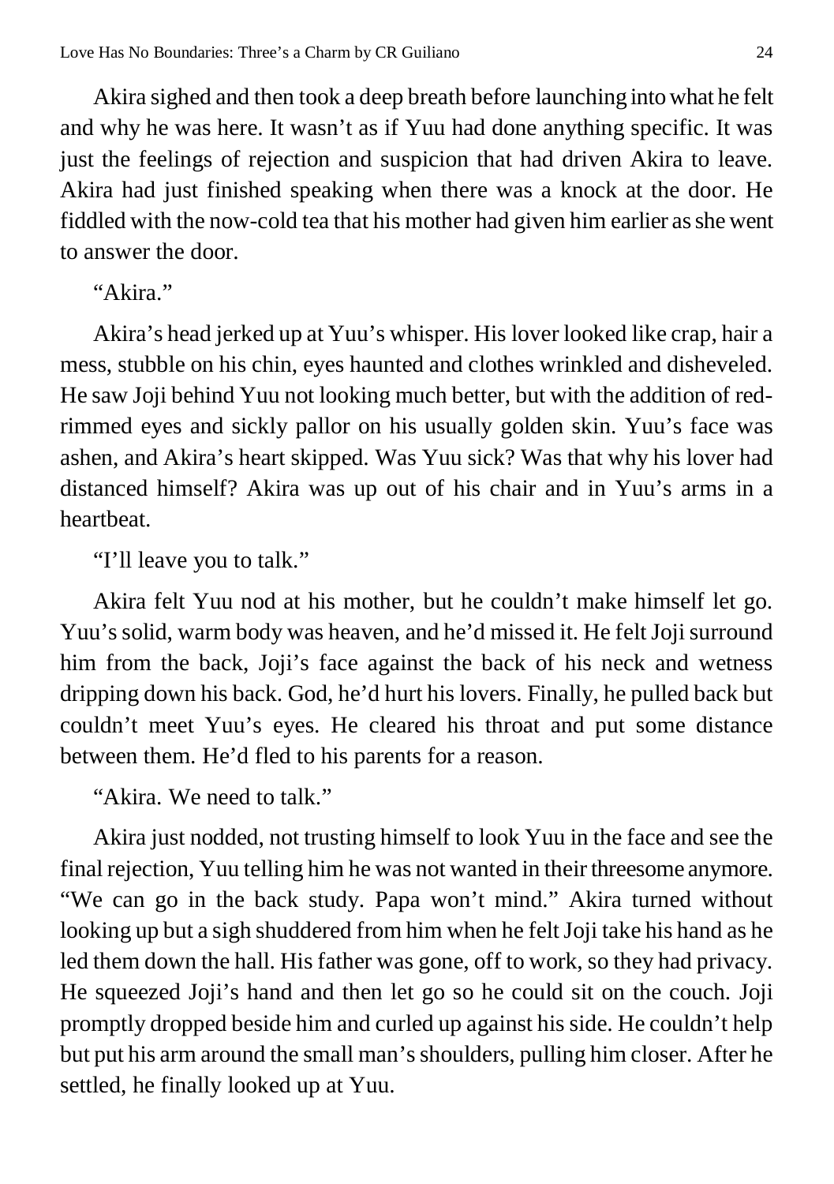Akira sighed and then took a deep breath before launching into what he felt and why he was here. It wasn't as if Yuu had done anything specific. It was just the feelings of rejection and suspicion that had driven Akira to leave. Akira had just finished speaking when there was a knock at the door. He fiddled with the now-cold tea that his mother had given him earlier as she went to answer the door.

"Akira."

Akira's head jerked up at Yuu's whisper. His lover looked like crap, hair a mess, stubble on his chin, eyes haunted and clothes wrinkled and disheveled. He saw Joji behind Yuu not looking much better, but with the addition of red-rimmed eyes and sickly pallor on his usually golden skin. Yuu's face was ashen, and Akira's heart skipped. Was Yuu sick? Was that why his lover had distanced himself? Akira was up out of his chair and in Yuu's arms in a heartbeat.

"I'll leave you to talk."

Akira felt Yuu nod at his mother, but he couldn't make himself let go. Yuu's solid, warm body was heaven, and he'd missed it. He felt Joji surround him from the back, Joji's face against the back of his neck and wetness dripping down his back. God, he'd hurt his lovers. Finally, he pulled back but couldn't meet Yuu's eyes. He cleared his throat and put some distance between them. He'd fled to his parents for a reason.

"Akira. We need to talk."

Akira just nodded, not trusting himself to look Yuu in the face and see the final rejection, Yuu telling him he was not wanted in their threesome anymore. "We can go in the back study. Papa won't mind." Akira turned without looking up but a sigh shuddered from him when he felt Joji take his hand as he led them down the hall. His father was gone, off to work, so they had privacy. He squeezed Joji's hand and then let go so he could sit on the couch. Joji promptly dropped beside him and curled up against his side. He couldn't help but put his arm around the small man's shoulders, pulling him closer. After he settled, he finally looked up at Yuu.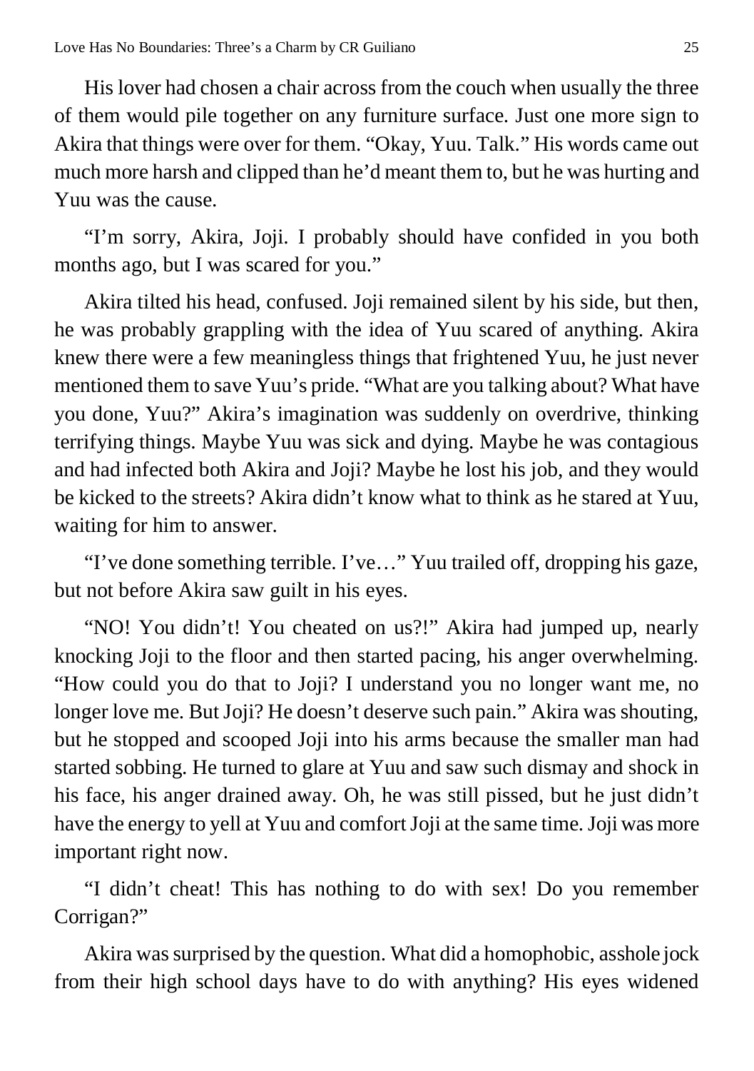His lover had chosen a chair across from the couch when usually the three of them would pile together on any furniture surface. Just one more sign to Akira that things were over for them. “Okay, Yuu. Talk.” His words came out much more harsh and clipped than he’d meant them to, but he was hurting and Yuu was the cause.

“I’m sorry, Akira, Joji. I probably should have confided in you both months ago, but I was scared for you.”

Akira tilted his head, confused. Joji remained silent by his side, but then, he was probably grappling with the idea of Yuu scared of anything. Akira knew there were a few meaningless things that frightened Yuu, he just never mentioned them to save Yuu’s pride. “What are you talking about? What have you done, Yuu?” Akira’s imagination was suddenly on overdrive, thinking terrifying things. Maybe Yuu was sick and dying. Maybe he was contagious and had infected both Akira and Joji? Maybe he lost his job, and they would be kicked to the streets? Akira didn’t know what to think as he stared at Yuu, waiting for him to answer.

“I’ve done something terrible. I’ve…” Yuu trailed off, dropping his gaze, but not before Akira saw guilt in his eyes.

“NO! You didn’t! You cheated on us?!” Akira had jumped up, nearly knocking Joji to the floor and then started pacing, his anger overwhelming. “How could you do that to Joji? I understand you no longer want me, no longer love me. But Joji? He doesn’t deserve such pain.” Akira was shouting, but he stopped and scooped Joji into his arms because the smaller man had started sobbing. He turned to glare at Yuu and saw such dismay and shock in his face, his anger drained away. Oh, he was still pissed, but he just didn’t have the energy to yell at Yuu and comfort Joji at the same time. Joji was more important right now.

“I didn’t cheat! This has nothing to do with sex! Do you remember Corrigan?”

Akira was surprised by the question. What did a homophobic, asshole jock from their high school days have to do with anything? His eyes widened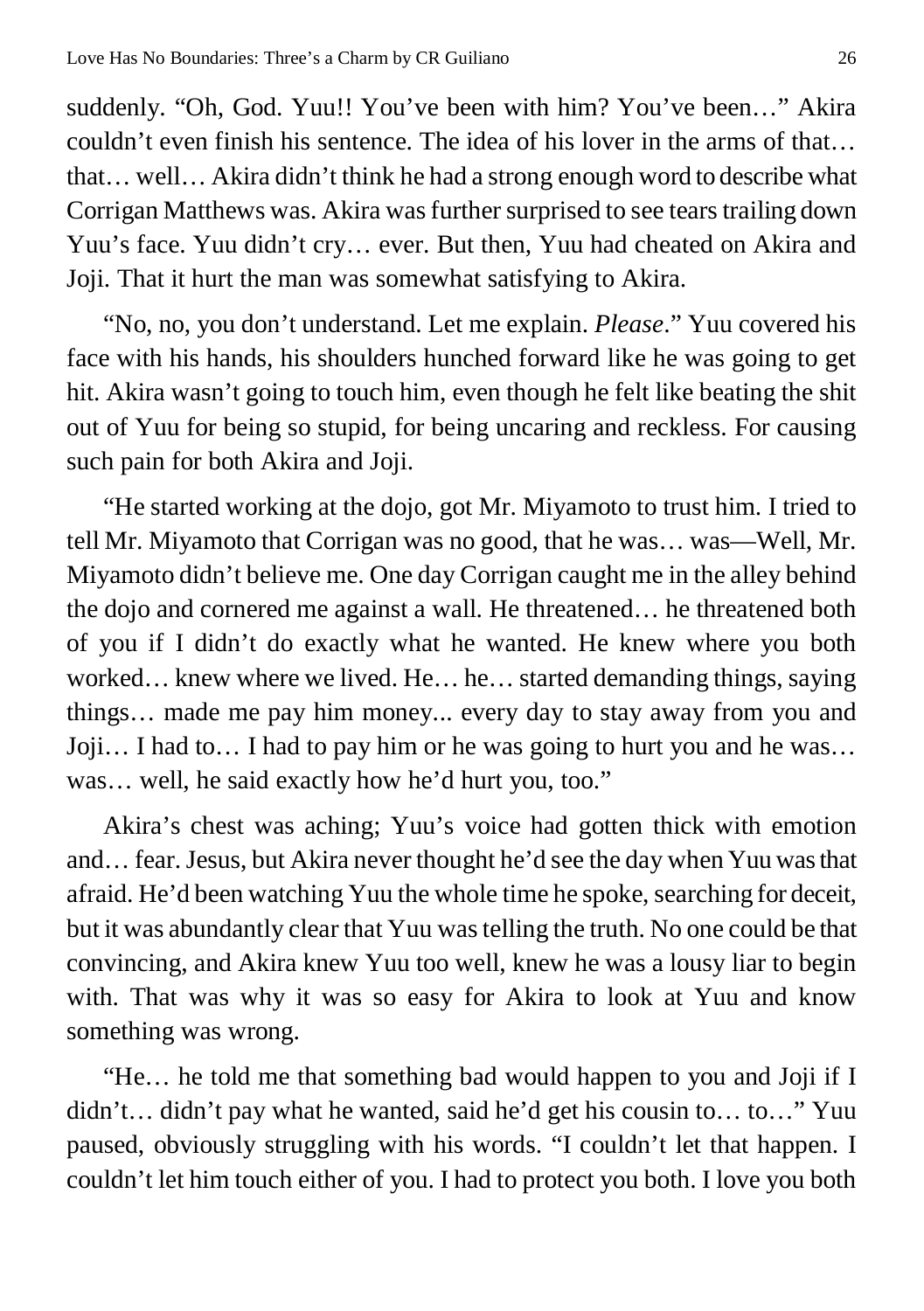suddenly. "Oh, God. Yuu!! You've been with him? You've been…" Akira couldn't even finish his sentence. The idea of his lover in the arms of that… that… well… Akira didn't think he had a strong enough word to describe what Corrigan Matthews was. Akira was further surprised to see tears trailing down Yuu's face. Yuu didn't cry… ever. But then, Yuu had cheated on Akira and Joji. That it hurt the man was somewhat satisfying to Akira.

"No, no, you don't understand. Let me explain. *Please*." Yuu covered his face with his hands, his shoulders hunched forward like he was going to get hit. Akira wasn't going to touch him, even though he felt like beating the shit out of Yuu for being so stupid, for being uncaring and reckless. For causing such pain for both Akira and Joji.

"He started working at the dojo, got Mr. Miyamoto to trust him. I tried to tell Mr. Miyamoto that Corrigan was no good, that he was… was—Well, Mr. Miyamoto didn't believe me. One day Corrigan caught me in the alley behind the dojo and cornered me against a wall. He threatened… he threatened both of you if I didn't do exactly what he wanted. He knew where you both worked… knew where we lived. He… he… started demanding things, saying things… made me pay him money... every day to stay away from you and Joji… I had to… I had to pay him or he was going to hurt you and he was… was… well, he said exactly how he'd hurt you, too."

Akira's chest was aching; Yuu's voice had gotten thick with emotion and… fear. Jesus, but Akira never thought he'd see the day when Yuu was that afraid. He'd been watching Yuu the whole time he spoke, searching for deceit, but it was abundantly clear that Yuu was telling the truth. No one could be that convincing, and Akira knew Yuu too well, knew he was a lousy liar to begin with. That was why it was so easy for Akira to look at Yuu and know something was wrong.

"He… he told me that something bad would happen to you and Joji if I didn't… didn't pay what he wanted, said he'd get his cousin to… to…" Yuu paused, obviously struggling with his words. "I couldn't let that happen. I couldn't let him touch either of you. I had to protect you both. I love you both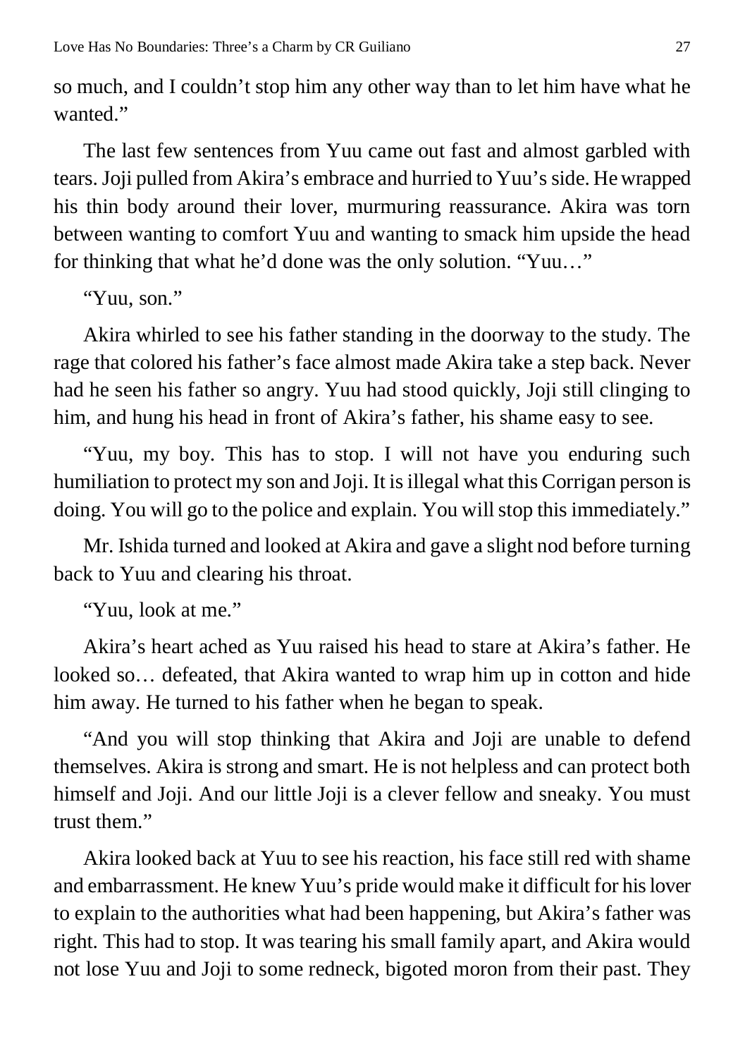so much, and I couldn't stop him any other way than to let him have what he wanted."

The last few sentences from Yuu came out fast and almost garbled with tears. Joji pulled from Akira's embrace and hurried to Yuu's side. He wrapped his thin body around their lover, murmuring reassurance. Akira was torn between wanting to comfort Yuu and wanting to smack him upside the head for thinking that what he'd done was the only solution. "Yuu…"

"Yuu, son."

Akira whirled to see his father standing in the doorway to the study. The rage that colored his father's face almost made Akira take a step back. Never had he seen his father so angry. Yuu had stood quickly, Joji still clinging to him, and hung his head in front of Akira's father, his shame easy to see.

"Yuu, my boy. This has to stop. I will not have you enduring such humiliation to protect my son and Joji. It is illegal what this Corrigan person is doing. You will go to the police and explain. You will stop this immediately."

Mr. Ishida turned and looked at Akira and gave a slight nod before turning back to Yuu and clearing his throat.

"Yuu, look at me."

Akira's heart ached as Yuu raised his head to stare at Akira's father. He looked so… defeated, that Akira wanted to wrap him up in cotton and hide him away. He turned to his father when he began to speak.

"And you will stop thinking that Akira and Joji are unable to defend themselves. Akira is strong and smart. He is not helpless and can protect both himself and Joji. And our little Joji is a clever fellow and sneaky. You must trust them."

Akira looked back at Yuu to see his reaction, his face still red with shame and embarrassment. He knew Yuu's pride would make it difficult for his lover to explain to the authorities what had been happening, but Akira's father was right. This had to stop. It was tearing his small family apart, and Akira would not lose Yuu and Joji to some redneck, bigoted moron from their past. They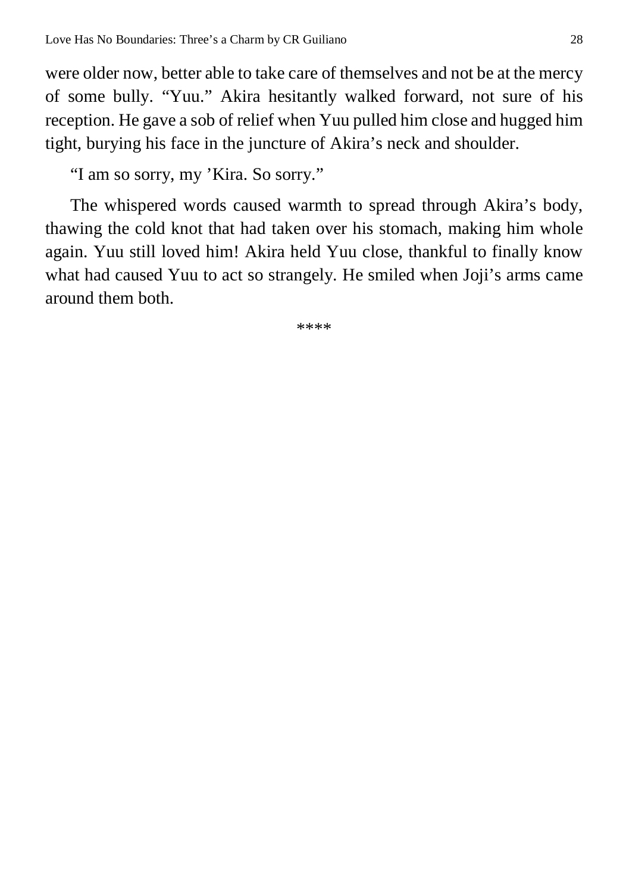were older now, better able to take care of themselves and not be at the mercy of some bully. "Yuu." Akira hesitantly walked forward, not sure of his reception. He gave a sob of relief when Yuu pulled him close and hugged him tight, burying his face in the juncture of Akira's neck and shoulder.

"I am so sorry, my 'Kira. So sorry."

The whispered words caused warmth to spread through Akira's body, thawing the cold knot that had taken over his stomach, making him whole again. Yuu still loved him! Akira held Yuu close, thankful to finally know what had caused Yuu to act so strangely. He smiled when Joji's arms came around them both.

****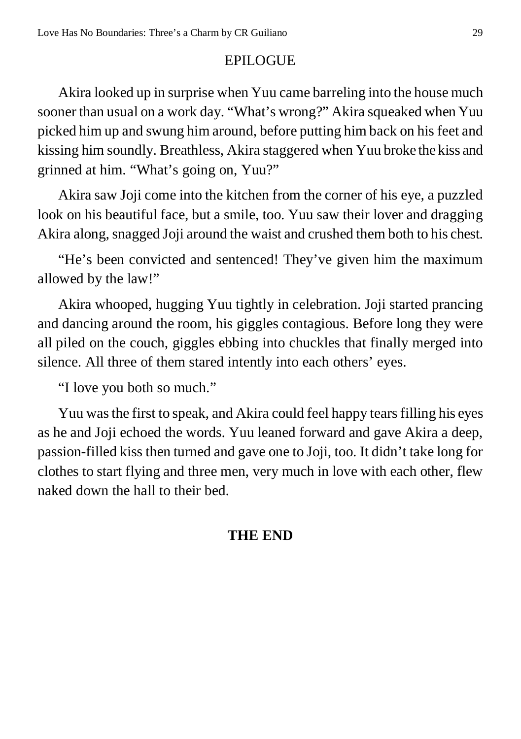## EPILOGUE

Akira looked up in surprise when Yuu came barreling into the house much sooner than usual on a work day. "What's wrong?" Akira squeaked when Yuu picked him up and swung him around, before putting him back on his feet and kissing him soundly. Breathless, Akira staggered when Yuu broke the kiss and grinned at him. "What's going on, Yuu?"

Akira saw Joji come into the kitchen from the corner of his eye, a puzzled look on his beautiful face, but a smile, too. Yuu saw their lover and dragging Akira along, snagged Joji around the waist and crushed them both to his chest.

"He's been convicted and sentenced! They've given him the maximum allowed by the law!"

Akira whooped, hugging Yuu tightly in celebration. Joji started prancing and dancing around the room, his giggles contagious. Before long they were all piled on the couch, giggles ebbing into chuckles that finally merged into silence. All three of them stared intently into each others' eyes.

"I love you both so much."

Yuu was the first to speak, and Akira could feel happy tears filling his eyes as he and Joji echoed the words. Yuu leaned forward and gave Akira a deep, passion-filled kiss then turned and gave one to Joji, too. It didn't take long for clothes to start flying and three men, very much in love with each other, flew naked down the hall to their bed.

**THE END**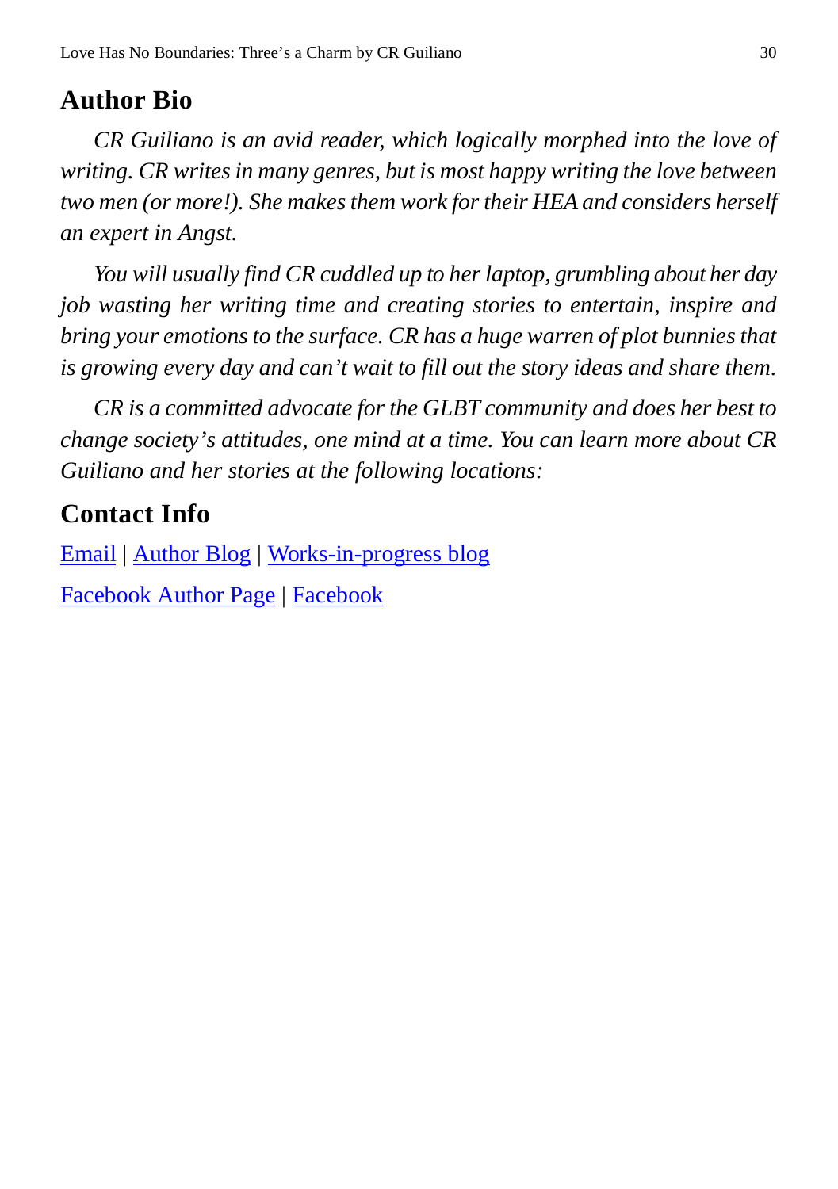## Author Bio

*CR Guiliano is an avid reader, which logically morphed into the love of writing. CR writes in many genres, but is most happy writing the love between two men (or more!). She makes them work for their HEA and considers herself an expert in Angst.*

*You will usually find CR cuddled up to her laptop, grumbling about her day job wasting her writing time and creating stories to entertain, inspire and bring your emotions to the surface. CR has a huge warren of plot bunnies that is growing every day and can't wait to fill out the story ideas and share them.*

*CR is a committed advocate for the GLBT community and does her best to change society's attitudes, one mind at a time. You can learn more about CR Guiliano and her stories at the following locations:*

## Contact Info

Email | Author Blog | Works-in-progress blog

Facebook Author Page | Facebook